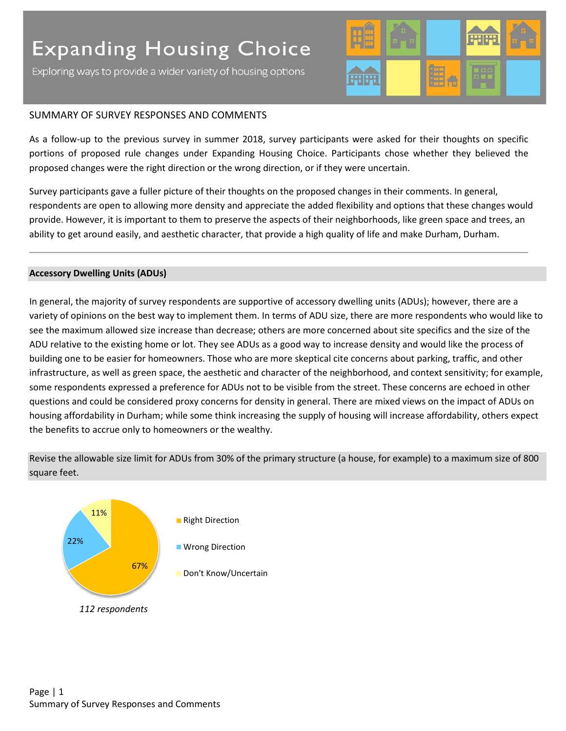# Expanding Housing Choice

Exploring ways to provide a wider variety of housing options

## SUMMARY OF SURVEY RESPONSES AND COMMENTS

As a follow-up to the previous survey in summer 2018, survey participants were asked for their thoughts on specific portions of proposed rule changes under Expanding Housing Choice. Participants chose whether they believed the proposed changes were the right direction or the wrong direction, or if they were uncertain.

Survey participants gave a fuller picture of their thoughts on the proposed changes in their comments. In general, respondents are open to allowing more density and appreciate the added flexibility and options that these changes would provide. However, it is important to them to preserve the aspects of their neighborhoods, like green space and trees, an ability to get around easily, and aesthetic character, that provide a high quality of life and make Durham, Durham.

---

### Accessory Dwelling Units (ADUs)

In general, the majority of survey respondents are supportive of accessory dwelling units (ADUs); however, there are a variety of opinions on the best way to implement them. In terms of ADU size, there are more respondents who would like to see the maximum allowed size increase than decrease; others are more concerned about site specifics and the size of the ADU relative to the existing home or lot. They see ADUs as a good way to increase density and would like the process of building one to be easier for homeowners. Those who are more skeptical cite concerns about parking, traffic, and other infrastructure, as well as green space, the aesthetic and character of the neighborhood, and context sensitivity; for example, some respondents expressed a preference for ADUs not to be visible from the street. These concerns are echoed in other questions and could be considered proxy concerns for density in general. There are mixed views on the impact of ADUs on housing affordability in Durham; while some think increasing the supply of housing will increase affordability, others expect the benefits to accrue only to homeowners or the wealthy.

Revise the allowable size limit for ADUs from 30% of the primary structure (a house, for example) to a maximum size of 800 square feet.

67%
22%
11%

Right Direction
Wrong Direction
Don't Know/Uncertain

*112 respondents*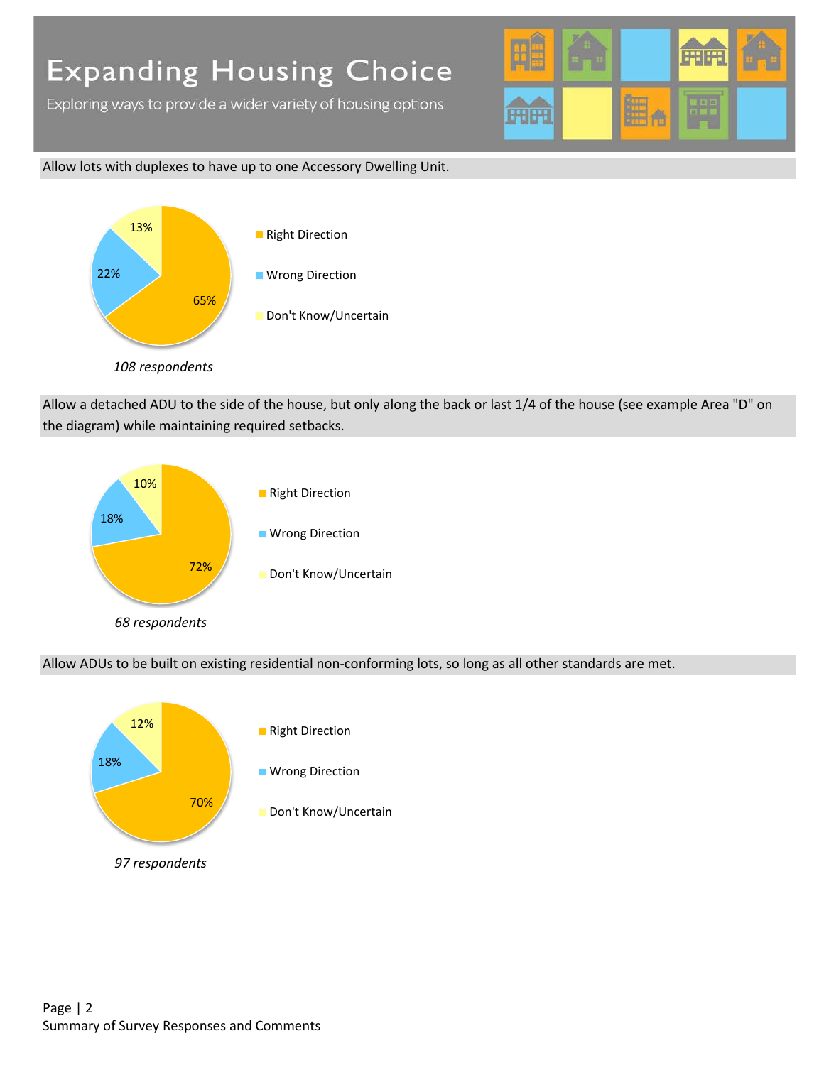# Expanding Housing Choice

Exploring ways to provide a wider variety of housing options

Allow lots with duplexes to have up to one Accessory Dwelling Unit.

13%
22%
65%

Right Direction
Wrong Direction
Don't Know/Uncertain

*108 respondents*

Allow a detached ADU to the side of the house, but only along the back or last 1/4 of the house (see example Area "D" on the diagram) while maintaining required setbacks.

10%
18%
72%

Right Direction
Wrong Direction
Don't Know/Uncertain

*68 respondents*

Allow ADUs to be built on existing residential non-conforming lots, so long as all other standards are met.

12%
18%
70%

Right Direction
Wrong Direction
Don't Know/Uncertain

*97 respondents*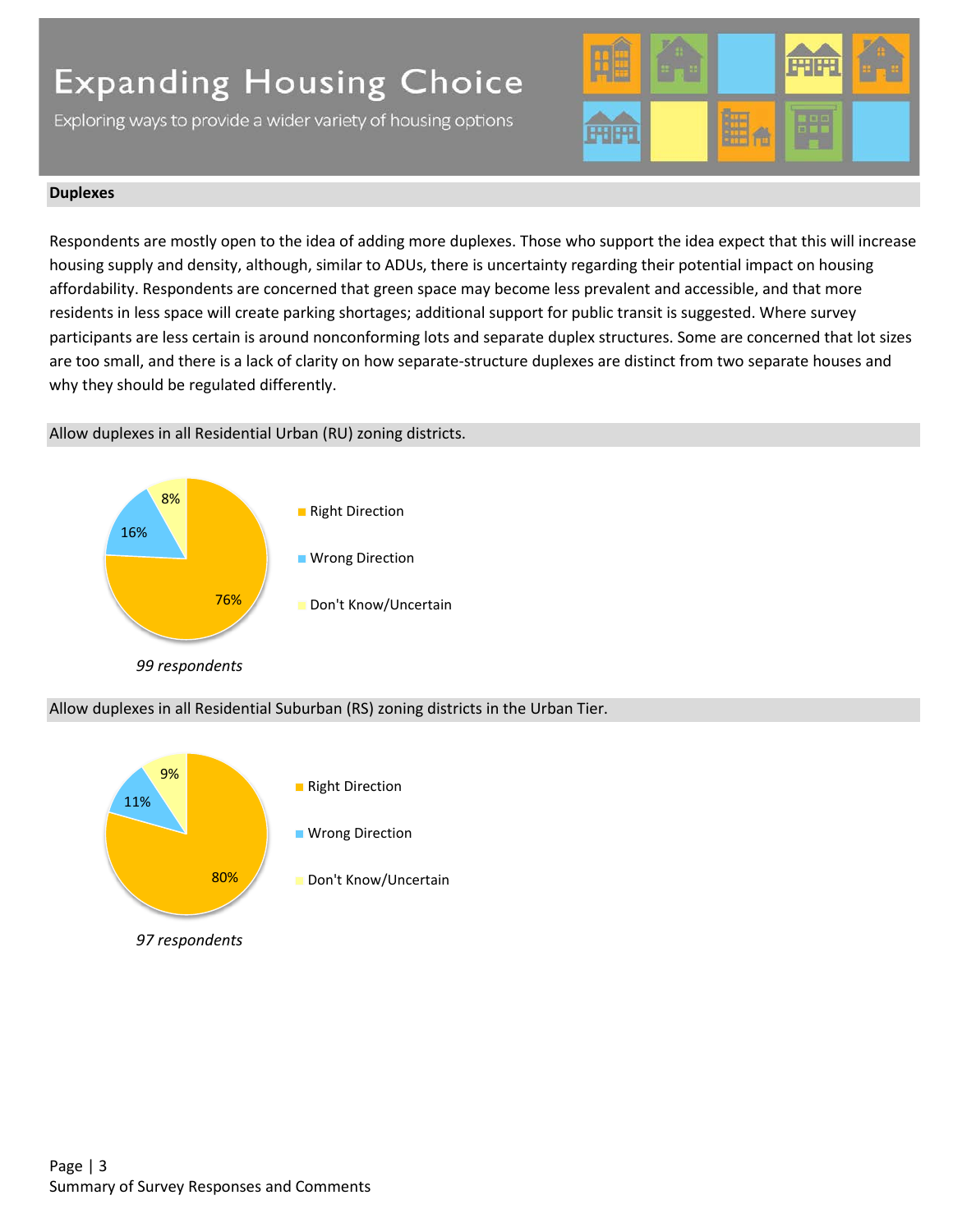# Expanding Housing Choice

Exploring ways to provide a wider variety of housing options

## Duplexes

Respondents are mostly open to the idea of adding more duplexes. Those who support the idea expect that this will increase housing supply and density, although, similar to ADUs, there is uncertainty regarding their potential impact on housing affordability. Respondents are concerned that green space may become less prevalent and accessible, and that more residents in less space will create parking shortages; additional support for public transit is suggested. Where survey participants are less certain is around nonconforming lots and separate duplex structures. Some are concerned that lot sizes are too small, and there is a lack of clarity on how separate-structure duplexes are distinct from two separate houses and why they should be regulated differently.

### Allow duplexes in all Residential Urban (RU) zoning districts.

8%
16%
76%

Right Direction
Wrong Direction
Don't Know/Uncertain

*99 respondents*

### Allow duplexes in all Residential Suburban (RS) zoning districts in the Urban Tier.

9%
11%
80%

Right Direction
Wrong Direction
Don't Know/Uncertain

*97 respondents*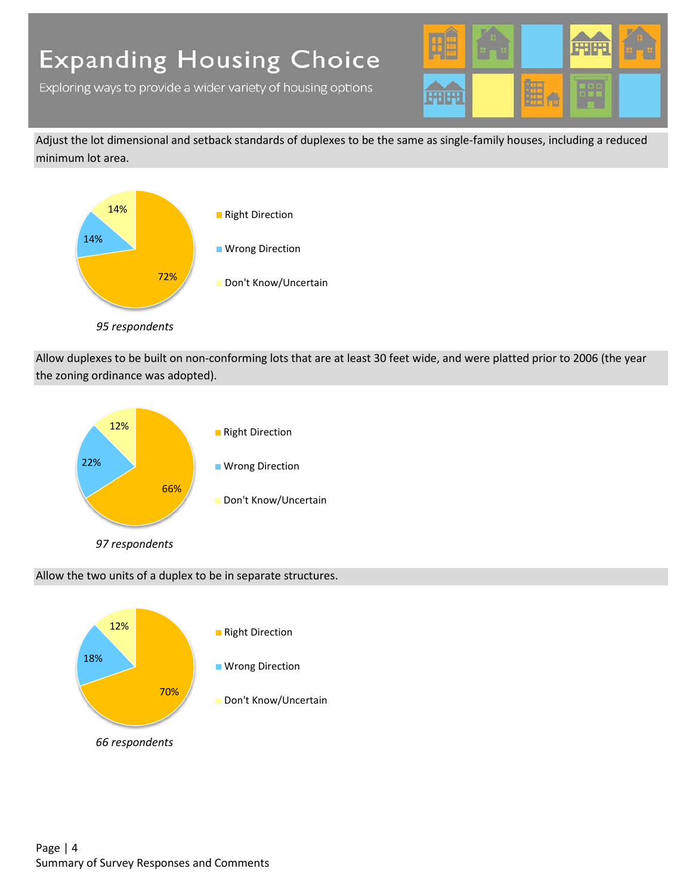# Expanding Housing Choice

Exploring ways to provide a wider variety of housing options

Adjust the lot dimensional and setback standards of duplexes to be the same as single-family houses, including a reduced minimum lot area.

14%
14%
72%

Right Direction
Wrong Direction
Don't Know/Uncertain

*95 respondents*

Allow duplexes to be built on non-conforming lots that are at least 30 feet wide, and were platted prior to 2006 (the year the zoning ordinance was adopted).

12%
22%
66%

Right Direction
Wrong Direction
Don't Know/Uncertain

*97 respondents*

Allow the two units of a duplex to be in separate structures.

12%
18%
70%

Right Direction
Wrong Direction
Don't Know/Uncertain

*66 respondents*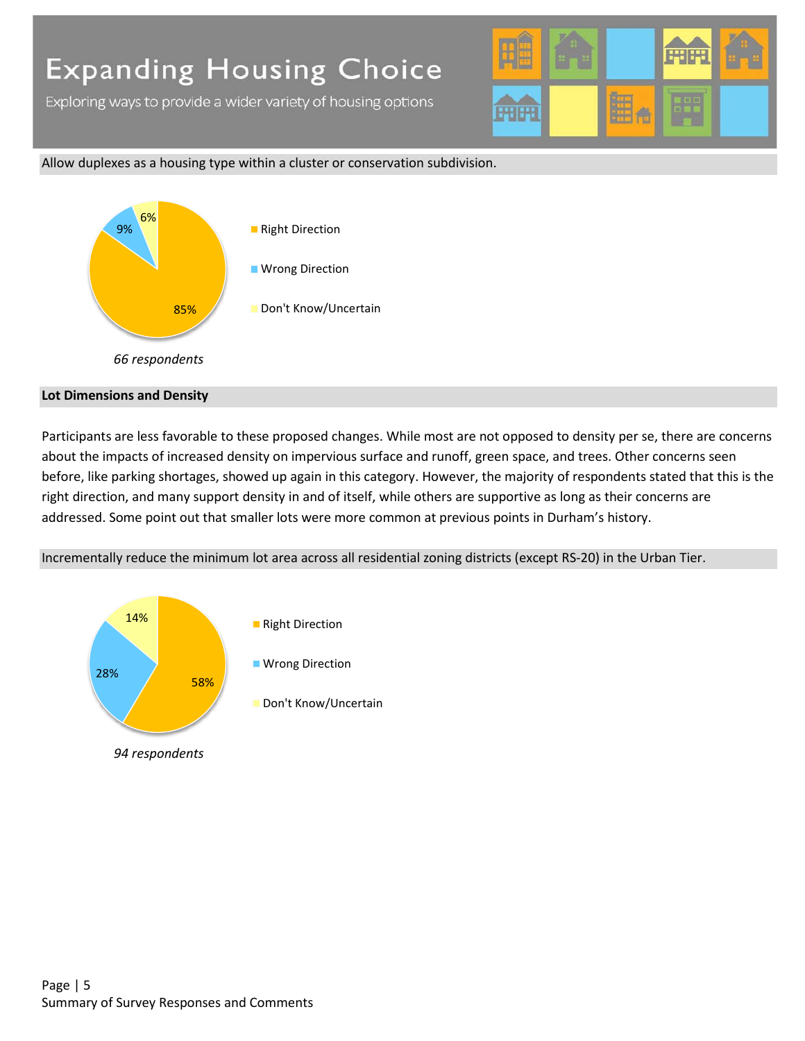# Expanding Housing Choice

Exploring ways to provide a wider variety of housing options

Allow duplexes as a housing type within a cluster or conservation subdivision.

85%
9%
6%

Right Direction
Wrong Direction
Don't Know/Uncertain

*66 respondents*

**Lot Dimensions and Density**

Participants are less favorable to these proposed changes. While most are not opposed to density per se, there are concerns about the impacts of increased density on impervious surface and runoff, green space, and trees. Other concerns seen before, like parking shortages, showed up again in this category. However, the majority of respondents stated that this is the right direction, and many support density in and of itself, while others are supportive as long as their concerns are addressed. Some point out that smaller lots were more common at previous points in Durham's history.

Incrementally reduce the minimum lot area across all residential zoning districts (except RS-20) in the Urban Tier.

58%
28%
14%

Right Direction
Wrong Direction
Don't Know/Uncertain

*94 respondents*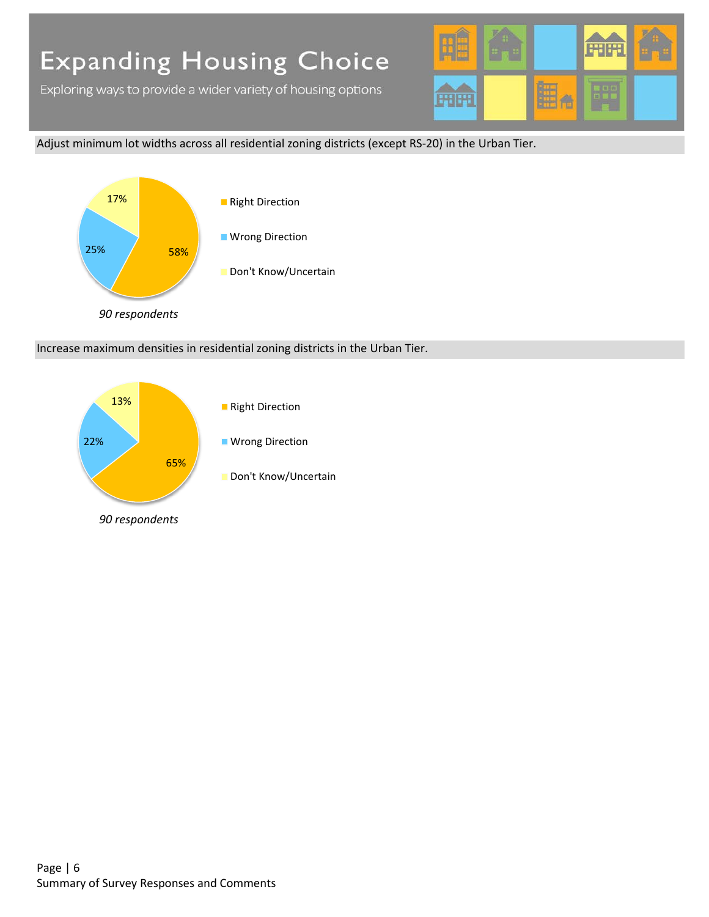# Expanding Housing Choice

Exploring ways to provide a wider variety of housing options

Adjust minimum lot widths across all residential zoning districts (except RS-20) in the Urban Tier.

17%
25%
58%

Right Direction
Wrong Direction
Don't Know/Uncertain

*90 respondents*

Increase maximum densities in residential zoning districts in the Urban Tier.

13%
22%
65%

Right Direction
Wrong Direction
Don't Know/Uncertain

*90 respondents*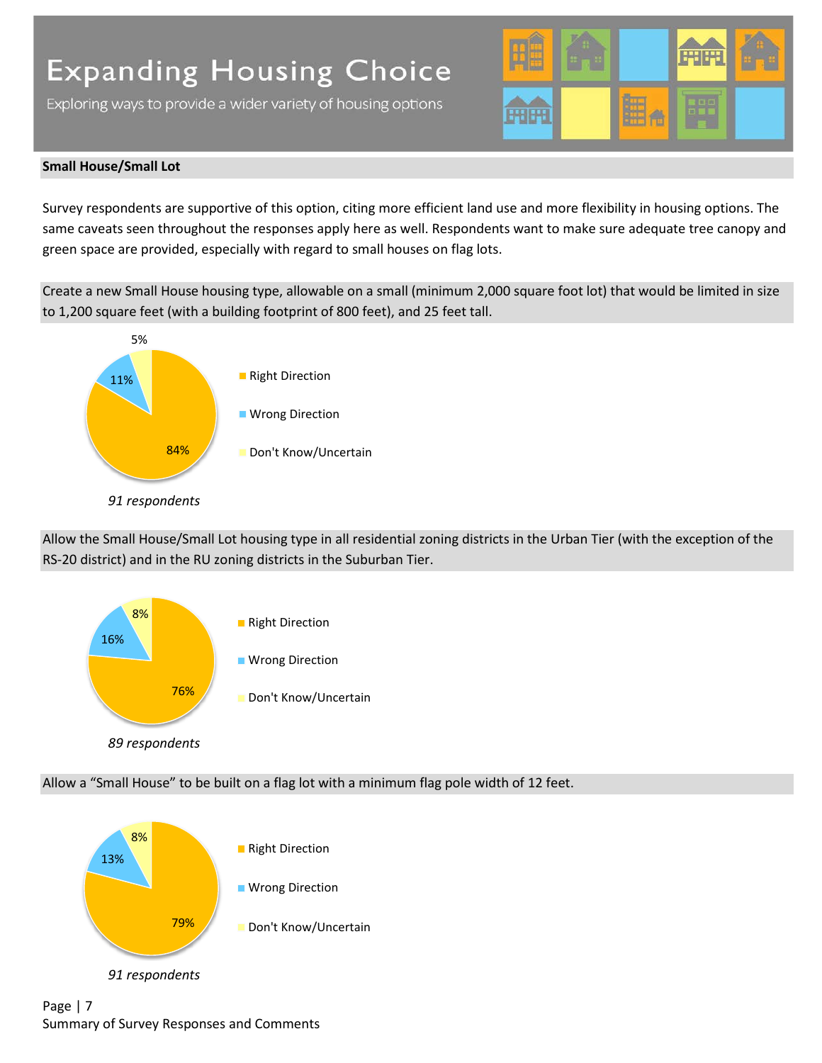# Expanding Housing Choice

Exploring ways to provide a wider variety of housing options

## Small House/Small Lot

Survey respondents are supportive of this option, citing more efficient land use and more flexibility in housing options. The same caveats seen throughout the responses apply here as well. Respondents want to make sure adequate tree canopy and green space are provided, especially with regard to small houses on flag lots.

Create a new Small House housing type, allowable on a small (minimum 2,000 square foot lot) that would be limited in size to 1,200 square feet (with a building footprint of 800 feet), and 25 feet tall.

5%
11%
84%

Right Direction
Wrong Direction
Don't Know/Uncertain

*91 respondents*

Allow the Small House/Small Lot housing type in all residential zoning districts in the Urban Tier (with the exception of the RS-20 district) and in the RU zoning districts in the Suburban Tier.

8%
16%
76%

Right Direction
Wrong Direction
Don't Know/Uncertain

*89 respondents*

Allow a "Small House" to be built on a flag lot with a minimum flag pole width of 12 feet.

8%
13%
79%

Right Direction
Wrong Direction
Don't Know/Uncertain

*91 respondents*

Summary of Survey Responses and Comments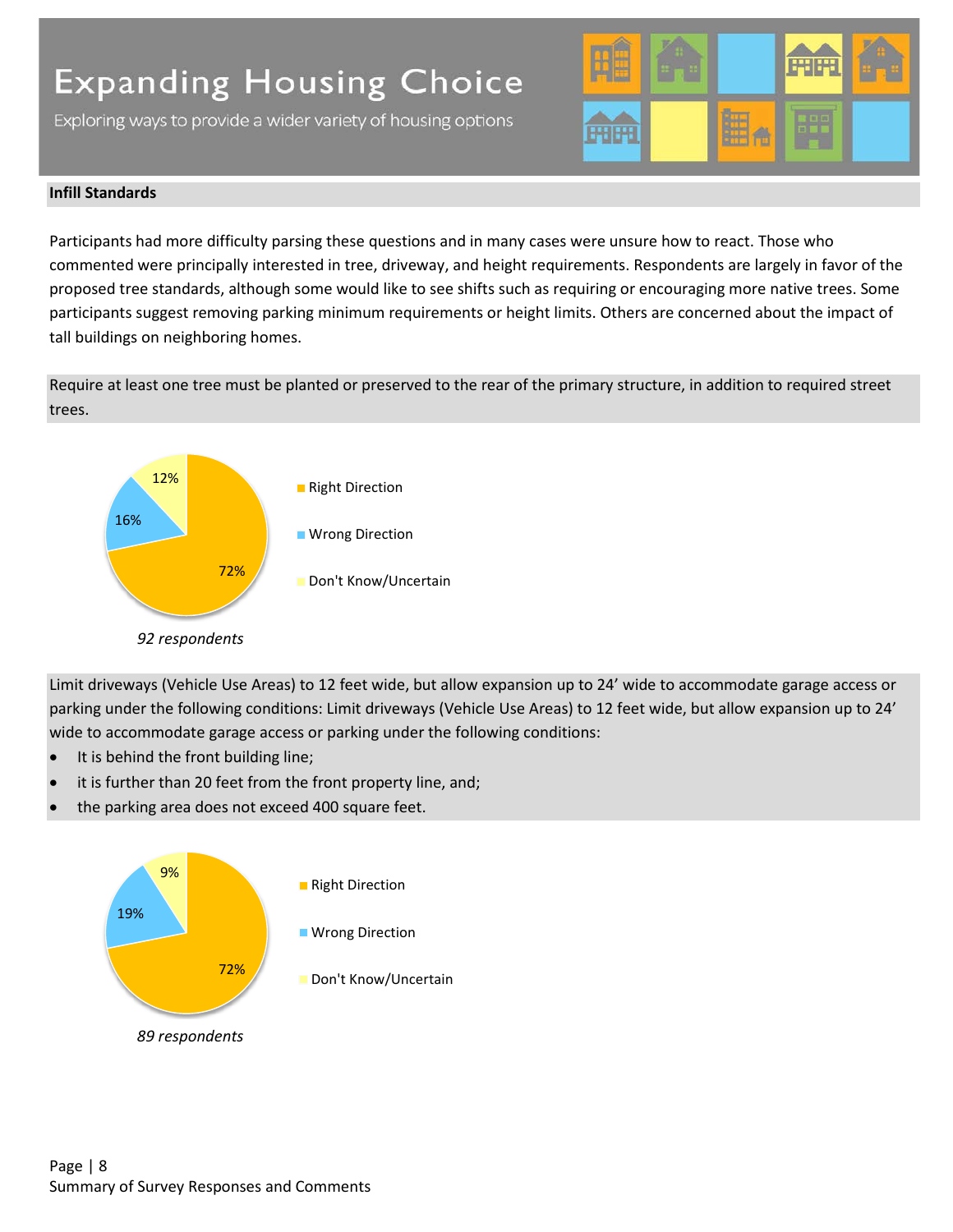## Infill Standards

Participants had more difficulty parsing these questions and in many cases were unsure how to react. Those who commented were principally interested in tree, driveway, and height requirements. Respondents are largely in favor of the proposed tree standards, although some would like to see shifts such as requiring or encouraging more native trees. Some participants suggest removing parking minimum requirements or height limits. Others are concerned about the impact of tall buildings on neighboring homes.

Require at least one tree must be planted or preserved to the rear of the primary structure, in addition to required street trees.

12%
16%
72%

Right Direction
Wrong Direction
Don't Know/Uncertain

*92 respondents*

Limit driveways (Vehicle Use Areas) to 12 feet wide, but allow expansion up to 24' wide to accommodate garage access or parking under the following conditions: Limit driveways (Vehicle Use Areas) to 12 feet wide, but allow expansion up to 24' wide to accommodate garage access or parking under the following conditions:

- It is behind the front building line;
- it is further than 20 feet from the front property line, and;
- the parking area does not exceed 400 square feet.

9%
19%
72%

Right Direction
Wrong Direction
Don't Know/Uncertain

*89 respondents*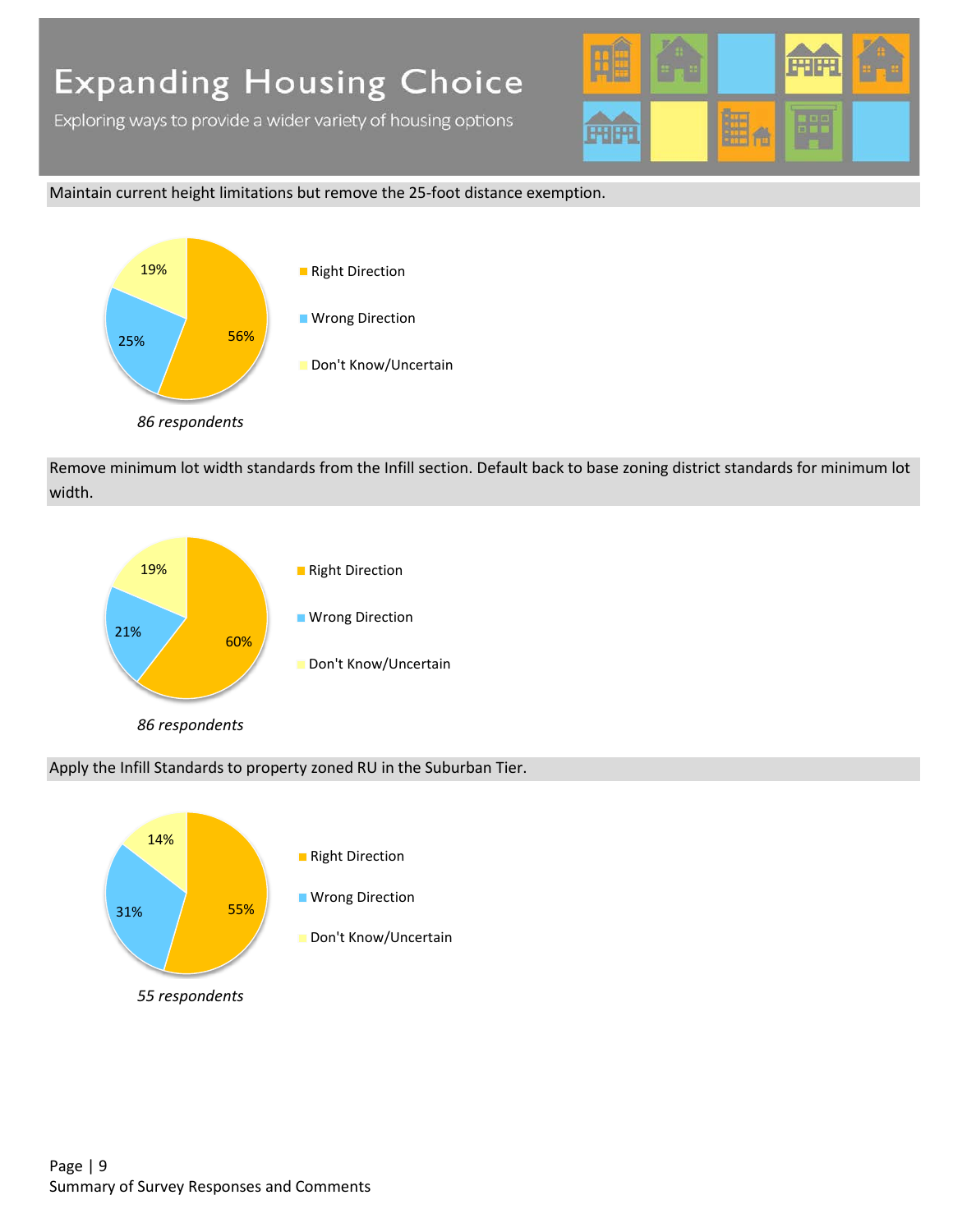# Expanding Housing Choice

Exploring ways to provide a wider variety of housing options

Maintain current height limitations but remove the 25-foot distance exemption.

19%
25%
56%

Right Direction
Wrong Direction
Don't Know/Uncertain

*86 respondents*

Remove minimum lot width standards from the Infill section. Default back to base zoning district standards for minimum lot width.

19%
21%
60%

Right Direction
Wrong Direction
Don't Know/Uncertain

*86 respondents*

Apply the Infill Standards to property zoned RU in the Suburban Tier.

14%
31%
55%

Right Direction
Wrong Direction
Don't Know/Uncertain

*55 respondents*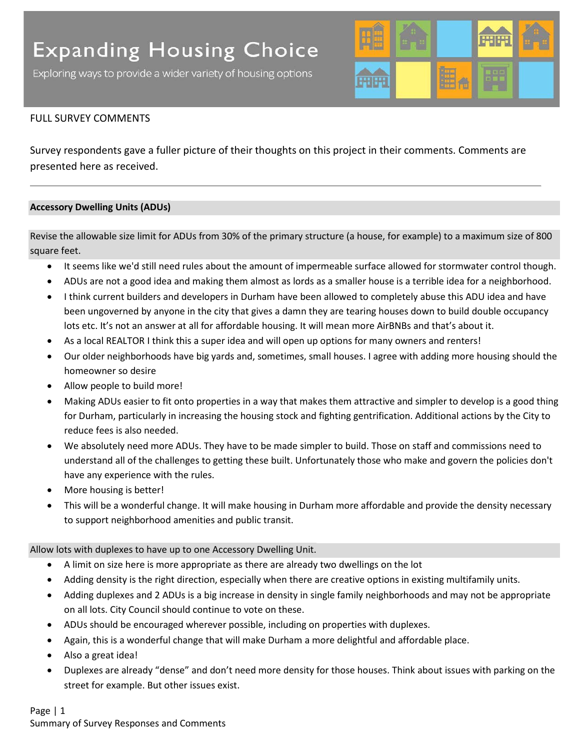# Expanding Housing Choice

Exploring ways to provide a wider variety of housing options

FULL SURVEY COMMENTS

Survey respondents gave a fuller picture of their thoughts on this project in their comments. Comments are presented here as received.

---

## Accessory Dwelling Units (ADUs)

### Revise the allowable size limit for ADUs from 30% of the primary structure (a house, for example) to a maximum size of 800 square feet.

- It seems like we'd still need rules about the amount of impermeable surface allowed for stormwater control though.
- ADUs are not a good idea and making them almost as lords as a smaller house is a terrible idea for a neighborhood.
- I think current builders and developers in Durham have been allowed to completely abuse this ADU idea and have been ungoverned by anyone in the city that gives a damn they are tearing houses down to build double occupancy lots etc. It's not an answer at all for affordable housing. It will mean more AirBNBs and that's about it.
- As a local REALTOR I think this a super idea and will open up options for many owners and renters!
- Our older neighborhoods have big yards and, sometimes, small houses. I agree with adding more housing should the homeowner so desire
- Allow people to build more!
- Making ADUs easier to fit onto properties in a way that makes them attractive and simpler to develop is a good thing for Durham, particularly in increasing the housing stock and fighting gentrification. Additional actions by the City to reduce fees is also needed.
- We absolutely need more ADUs. They have to be made simpler to build. Those on staff and commissions need to understand all of the challenges to getting these built. Unfortunately those who make and govern the policies don't have any experience with the rules.
- More housing is better!
- This will be a wonderful change. It will make housing in Durham more affordable and provide the density necessary to support neighborhood amenities and public transit.

### Allow lots with duplexes to have up to one Accessory Dwelling Unit.

- A limit on size here is more appropriate as there are already two dwellings on the lot
- Adding density is the right direction, especially when there are creative options in existing multifamily units.
- Adding duplexes and 2 ADUs is a big increase in density in single family neighborhoods and may not be appropriate on all lots. City Council should continue to vote on these.
- ADUs should be encouraged wherever possible, including on properties with duplexes.
- Again, this is a wonderful change that will make Durham a more delightful and affordable place.
- Also a great idea!
- Duplexes are already "dense" and don't need more density for those houses. Think about issues with parking on the street for example. But other issues exist.

Summary of Survey Responses and Comments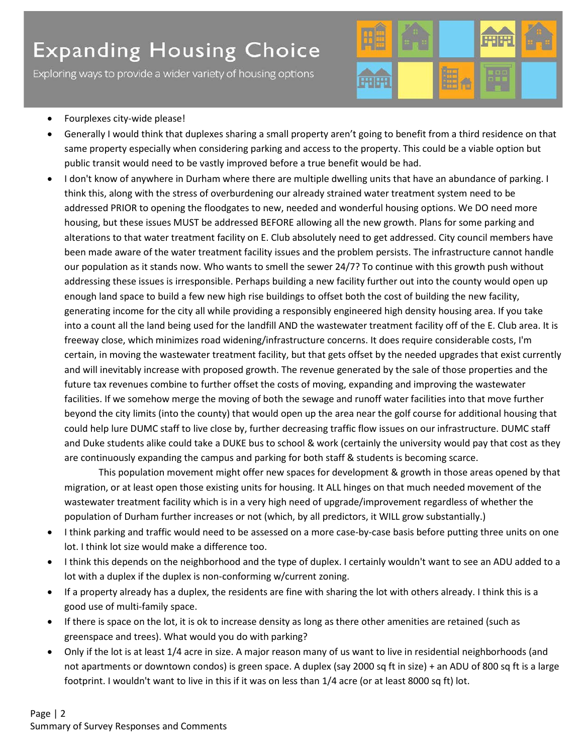- Fourplexes city-wide please!
- Generally I would think that duplexes sharing a small property aren't going to benefit from a third residence on that same property especially when considering parking and access to the property. This could be a viable option but public transit would need to be vastly improved before a true benefit would be had.
- I don't know of anywhere in Durham where there are multiple dwelling units that have an abundance of parking. I think this, along with the stress of overburdening our already strained water treatment system need to be addressed PRIOR to opening the floodgates to new, needed and wonderful housing options. We DO need more housing, but these issues MUST be addressed BEFORE allowing all the new growth. Plans for some parking and alterations to that water treatment facility on E. Club absolutely need to get addressed. City council members have been made aware of the water treatment facility issues and the problem persists. The infrastructure cannot handle our population as it stands now. Who wants to smell the sewer 24/7? To continue with this growth push without addressing these issues is irresponsible. Perhaps building a new facility further out into the county would open up enough land space to build a few new high rise buildings to offset both the cost of building the new facility, generating income for the city all while providing a responsibly engineered high density housing area. If you take into a count all the land being used for the landfill AND the wastewater treatment facility off of the E. Club area. It is freeway close, which minimizes road widening/infrastructure concerns. It does require considerable costs, I'm certain, in moving the wastewater treatment facility, but that gets offset by the needed upgrades that exist currently and will inevitably increase with proposed growth. The revenue generated by the sale of those properties and the future tax revenues combine to further offset the costs of moving, expanding and improving the wastewater facilities. If we somehow merge the moving of both the sewage and runoff water facilities into that move further beyond the city limits (into the county) that would open up the area near the golf course for additional housing that could help lure DUMC staff to live close by, further decreasing traffic flow issues on our infrastructure. DUMC staff and Duke students alike could take a DUKE bus to school & work (certainly the university would pay that cost as they are continuously expanding the campus and parking for both staff & students is becoming scarce.

  This population movement might offer new spaces for development & growth in those areas opened by that migration, or at least open those existing units for housing. It ALL hinges on that much needed movement of the wastewater treatment facility which is in a very high need of upgrade/improvement regardless of whether the population of Durham further increases or not (which, by all predictors, it WILL grow substantially.)
- I think parking and traffic would need to be assessed on a more case-by-case basis before putting three units on one lot. I think lot size would make a difference too.
- I think this depends on the neighborhood and the type of duplex. I certainly wouldn't want to see an ADU added to a lot with a duplex if the duplex is non-conforming w/current zoning.
- If a property already has a duplex, the residents are fine with sharing the lot with others already. I think this is a good use of multi-family space.
- If there is space on the lot, it is ok to increase density as long as there other amenities are retained (such as greenspace and trees). What would you do with parking?
- Only if the lot is at least 1/4 acre in size. A major reason many of us want to live in residential neighborhoods (and not apartments or downtown condos) is green space. A duplex (say 2000 sq ft in size) + an ADU of 800 sq ft is a large footprint. I wouldn't want to live in this if it was on less than 1/4 acre (or at least 8000 sq ft) lot.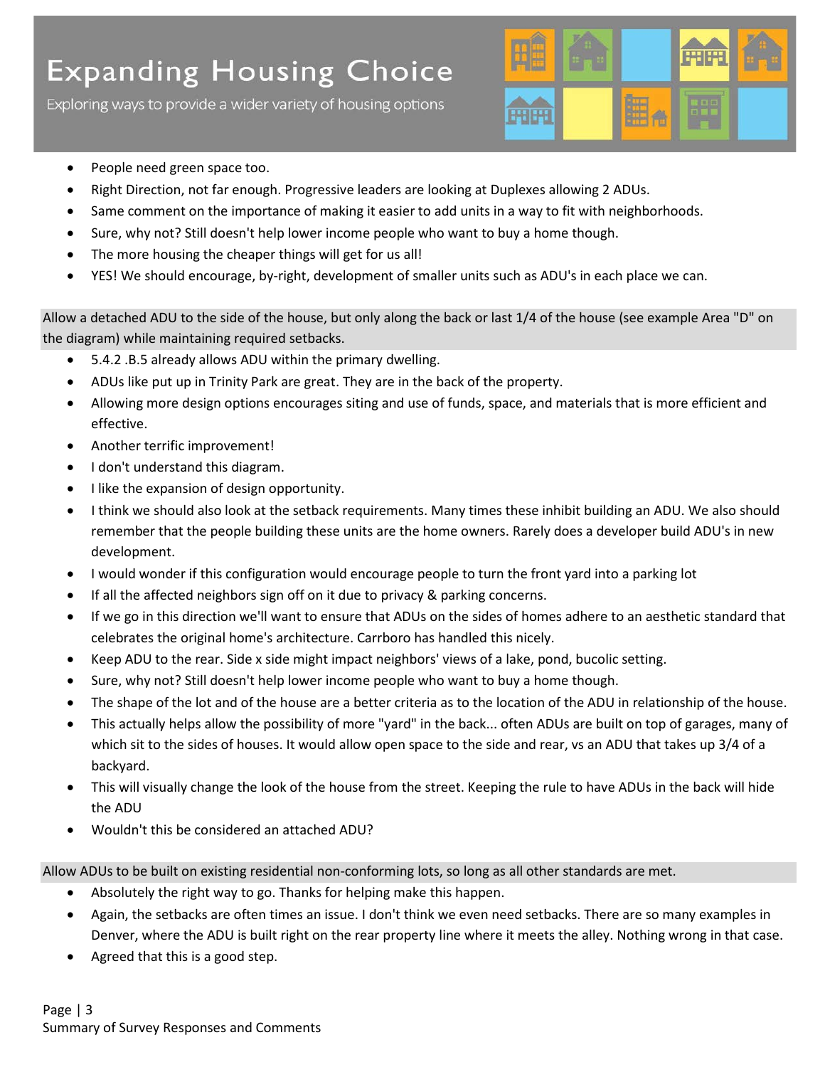- People need green space too.
- Right Direction, not far enough. Progressive leaders are looking at Duplexes allowing 2 ADUs.
- Same comment on the importance of making it easier to add units in a way to fit with neighborhoods.
- Sure, why not? Still doesn't help lower income people who want to buy a home though.
- The more housing the cheaper things will get for us all!
- YES! We should encourage, by-right, development of smaller units such as ADU's in each place we can.

Allow a detached ADU to the side of the house, but only along the back or last 1/4 of the house (see example Area "D" on the diagram) while maintaining required setbacks.

- 5.4.2 .B.5 already allows ADU within the primary dwelling.
- ADUs like put up in Trinity Park are great. They are in the back of the property.
- Allowing more design options encourages siting and use of funds, space, and materials that is more efficient and effective.
- Another terrific improvement!
- I don't understand this diagram.
- I like the expansion of design opportunity.
- I think we should also look at the setback requirements. Many times these inhibit building an ADU. We also should remember that the people building these units are the home owners. Rarely does a developer build ADU's in new development.
- I would wonder if this configuration would encourage people to turn the front yard into a parking lot
- If all the affected neighbors sign off on it due to privacy & parking concerns.
- If we go in this direction we'll want to ensure that ADUs on the sides of homes adhere to an aesthetic standard that celebrates the original home's architecture. Carrboro has handled this nicely.
- Keep ADU to the rear. Side x side might impact neighbors' views of a lake, pond, bucolic setting.
- Sure, why not? Still doesn't help lower income people who want to buy a home though.
- The shape of the lot and of the house are a better criteria as to the location of the ADU in relationship of the house.
- This actually helps allow the possibility of more "yard" in the back... often ADUs are built on top of garages, many of which sit to the sides of houses. It would allow open space to the side and rear, vs an ADU that takes up 3/4 of a backyard.
- This will visually change the look of the house from the street. Keeping the rule to have ADUs in the back will hide the ADU
- Wouldn't this be considered an attached ADU?

Allow ADUs to be built on existing residential non-conforming lots, so long as all other standards are met.

- Absolutely the right way to go. Thanks for helping make this happen.
- Again, the setbacks are often times an issue. I don't think we even need setbacks. There are so many examples in Denver, where the ADU is built right on the rear property line where it meets the alley. Nothing wrong in that case.
- Agreed that this is a good step.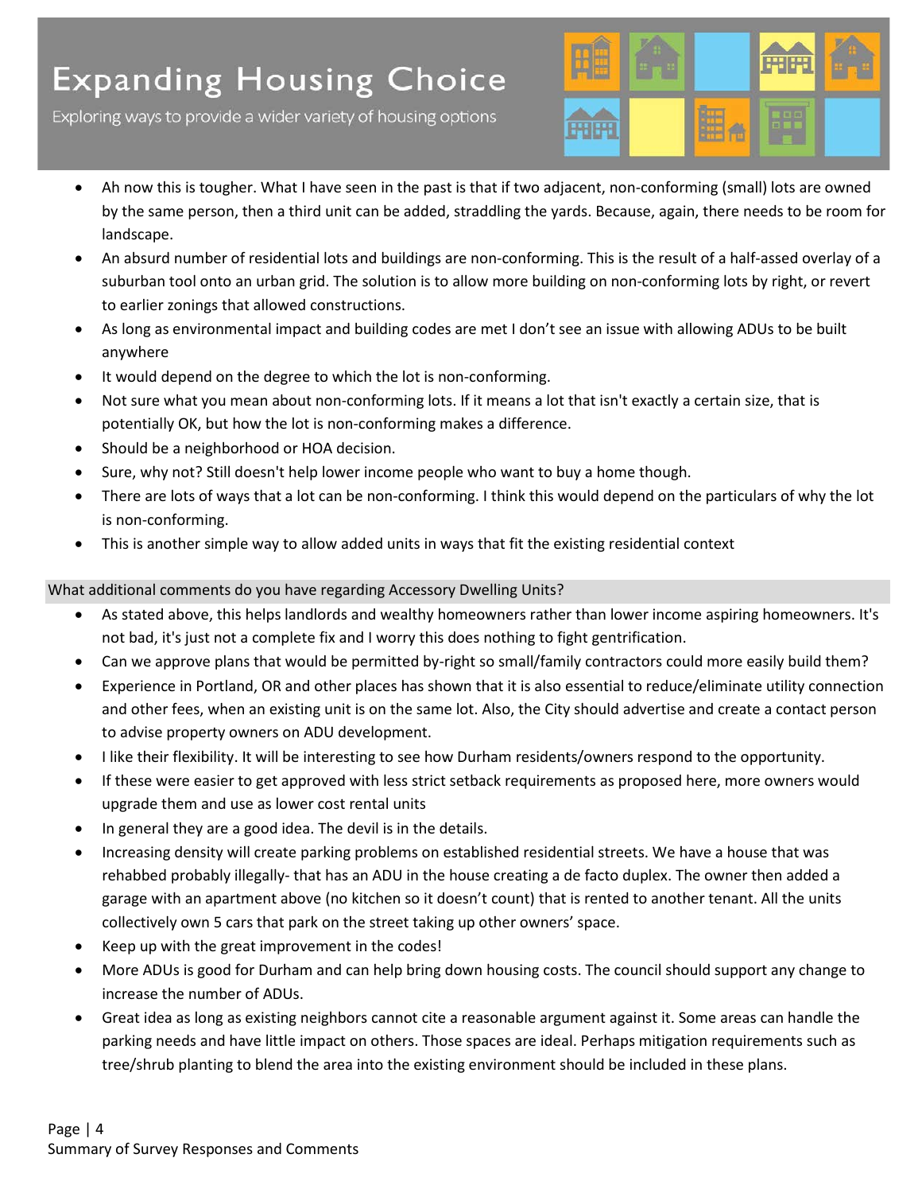- Ah now this is tougher. What I have seen in the past is that if two adjacent, non-conforming (small) lots are owned by the same person, then a third unit can be added, straddling the yards. Because, again, there needs to be room for landscape.
- An absurd number of residential lots and buildings are non-conforming. This is the result of a half-assed overlay of a suburban tool onto an urban grid. The solution is to allow more building on non-conforming lots by right, or revert to earlier zonings that allowed constructions.
- As long as environmental impact and building codes are met I don't see an issue with allowing ADUs to be built anywhere
- It would depend on the degree to which the lot is non-conforming.
- Not sure what you mean about non-conforming lots. If it means a lot that isn't exactly a certain size, that is potentially OK, but how the lot is non-conforming makes a difference.
- Should be a neighborhood or HOA decision.
- Sure, why not? Still doesn't help lower income people who want to buy a home though.
- There are lots of ways that a lot can be non-conforming. I think this would depend on the particulars of why the lot is non-conforming.
- This is another simple way to allow added units in ways that fit the existing residential context

## What additional comments do you have regarding Accessory Dwelling Units?

- As stated above, this helps landlords and wealthy homeowners rather than lower income aspiring homeowners. It's not bad, it's just not a complete fix and I worry this does nothing to fight gentrification.
- Can we approve plans that would be permitted by-right so small/family contractors could more easily build them?
- Experience in Portland, OR and other places has shown that it is also essential to reduce/eliminate utility connection and other fees, when an existing unit is on the same lot. Also, the City should advertise and create a contact person to advise property owners on ADU development.
- I like their flexibility. It will be interesting to see how Durham residents/owners respond to the opportunity.
- If these were easier to get approved with less strict setback requirements as proposed here, more owners would upgrade them and use as lower cost rental units
- In general they are a good idea. The devil is in the details.
- Increasing density will create parking problems on established residential streets. We have a house that was rehabbed probably illegally- that has an ADU in the house creating a de facto duplex. The owner then added a garage with an apartment above (no kitchen so it doesn't count) that is rented to another tenant. All the units collectively own 5 cars that park on the street taking up other owners' space.
- Keep up with the great improvement in the codes!
- More ADUs is good for Durham and can help bring down housing costs. The council should support any change to increase the number of ADUs.
- Great idea as long as existing neighbors cannot cite a reasonable argument against it. Some areas can handle the parking needs and have little impact on others. Those spaces are ideal. Perhaps mitigation requirements such as tree/shrub planting to blend the area into the existing environment should be included in these plans.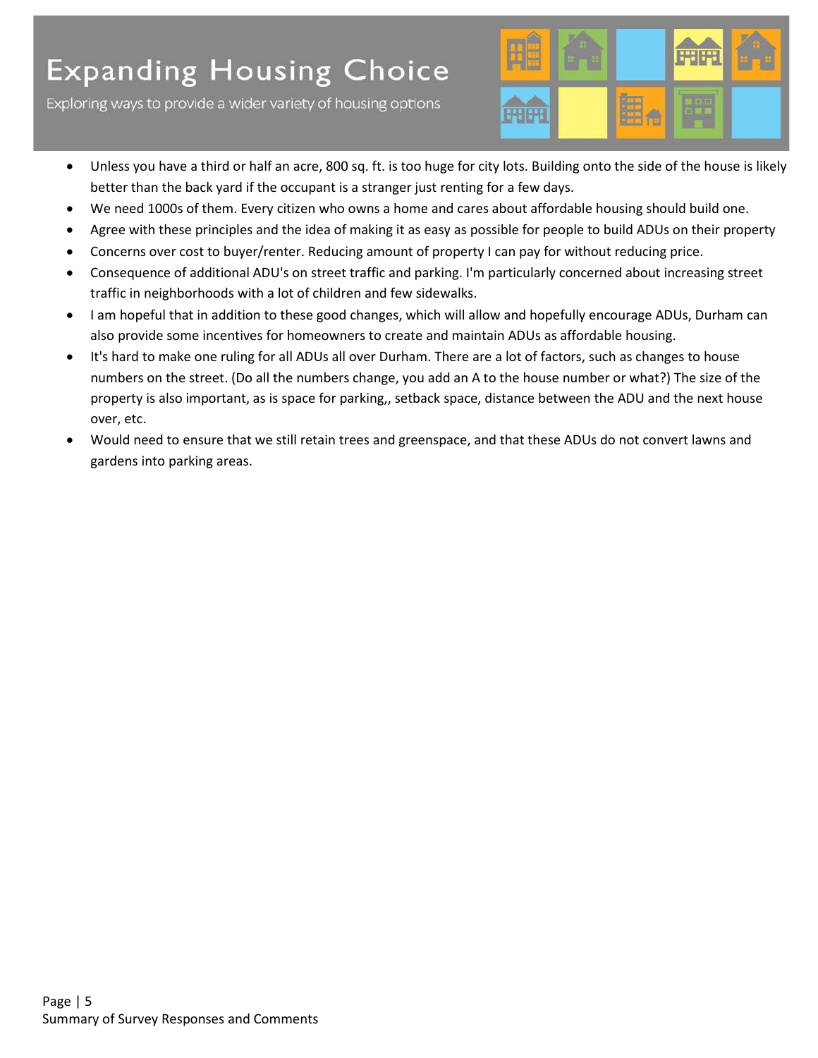- Unless you have a third or half an acre, 800 sq. ft. is too huge for city lots. Building onto the side of the house is likely better than the back yard if the occupant is a stranger just renting for a few days.
- We need 1000s of them. Every citizen who owns a home and cares about affordable housing should build one.
- Agree with these principles and the idea of making it as easy as possible for people to build ADUs on their property
- Concerns over cost to buyer/renter. Reducing amount of property I can pay for without reducing price.
- Consequence of additional ADU's on street traffic and parking. I'm particularly concerned about increasing street traffic in neighborhoods with a lot of children and few sidewalks.
- I am hopeful that in addition to these good changes, which will allow and hopefully encourage ADUs, Durham can also provide some incentives for homeowners to create and maintain ADUs as affordable housing.
- It's hard to make one ruling for all ADUs all over Durham. There are a lot of factors, such as changes to house numbers on the street. (Do all the numbers change, you add an A to the house number or what?) The size of the property is also important, as is space for parking,, setback space, distance between the ADU and the next house over, etc.
- Would need to ensure that we still retain trees and greenspace, and that these ADUs do not convert lawns and gardens into parking areas.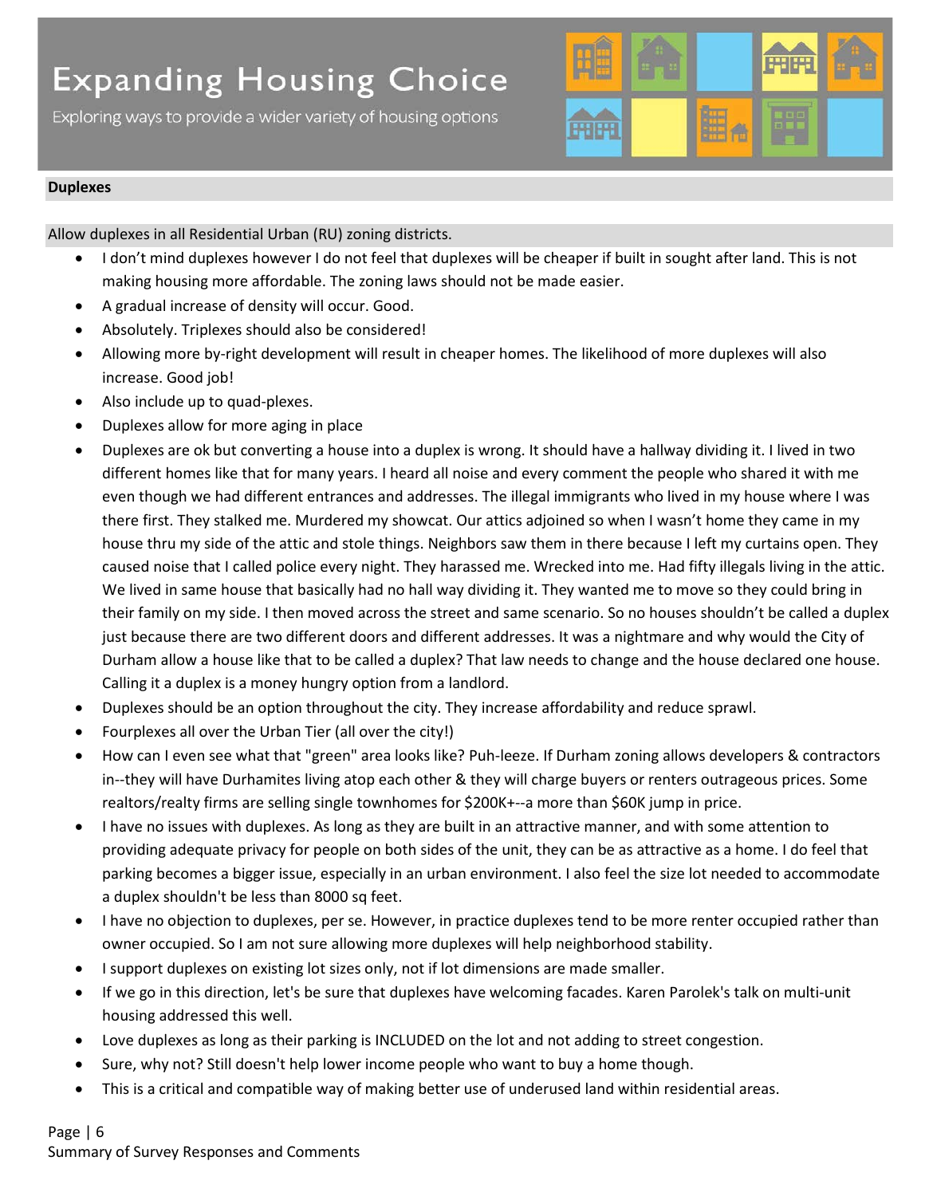## Duplexes

### Allow duplexes in all Residential Urban (RU) zoning districts.

- I don't mind duplexes however I do not feel that duplexes will be cheaper if built in sought after land. This is not making housing more affordable. The zoning laws should not be made easier.
- A gradual increase of density will occur. Good.
- Absolutely. Triplexes should also be considered!
- Allowing more by-right development will result in cheaper homes. The likelihood of more duplexes will also increase. Good job!
- Also include up to quad-plexes.
- Duplexes allow for more aging in place
- Duplexes are ok but converting a house into a duplex is wrong. It should have a hallway dividing it. I lived in two different homes like that for many years. I heard all noise and every comment the people who shared it with me even though we had different entrances and addresses. The illegal immigrants who lived in my house where I was there first. They stalked me. Murdered my showcat. Our attics adjoined so when I wasn't home they came in my house thru my side of the attic and stole things. Neighbors saw them in there because I left my curtains open. They caused noise that I called police every night. They harassed me. Wrecked into me. Had fifty illegals living in the attic. We lived in same house that basically had no hall way dividing it. They wanted me to move so they could bring in their family on my side. I then moved across the street and same scenario. So no houses shouldn't be called a duplex just because there are two different doors and different addresses. It was a nightmare and why would the City of Durham allow a house like that to be called a duplex? That law needs to change and the house declared one house. Calling it a duplex is a money hungry option from a landlord.
- Duplexes should be an option throughout the city. They increase affordability and reduce sprawl.
- Fourplexes all over the Urban Tier (all over the city!)
- How can I even see what that "green" area looks like? Puh-leeze. If Durham zoning allows developers & contractors in--they will have Durhamites living atop each other & they will charge buyers or renters outrageous prices. Some realtors/realty firms are selling single townhomes for $200K+--a more than $60K jump in price.
- I have no issues with duplexes. As long as they are built in an attractive manner, and with some attention to providing adequate privacy for people on both sides of the unit, they can be as attractive as a home. I do feel that parking becomes a bigger issue, especially in an urban environment. I also feel the size lot needed to accommodate a duplex shouldn't be less than 8000 sq feet.
- I have no objection to duplexes, per se. However, in practice duplexes tend to be more renter occupied rather than owner occupied. So I am not sure allowing more duplexes will help neighborhood stability.
- I support duplexes on existing lot sizes only, not if lot dimensions are made smaller.
- If we go in this direction, let's be sure that duplexes have welcoming facades. Karen Parolek's talk on multi-unit housing addressed this well.
- Love duplexes as long as their parking is INCLUDED on the lot and not adding to street congestion.
- Sure, why not? Still doesn't help lower income people who want to buy a home though.
- This is a critical and compatible way of making better use of underused land within residential areas.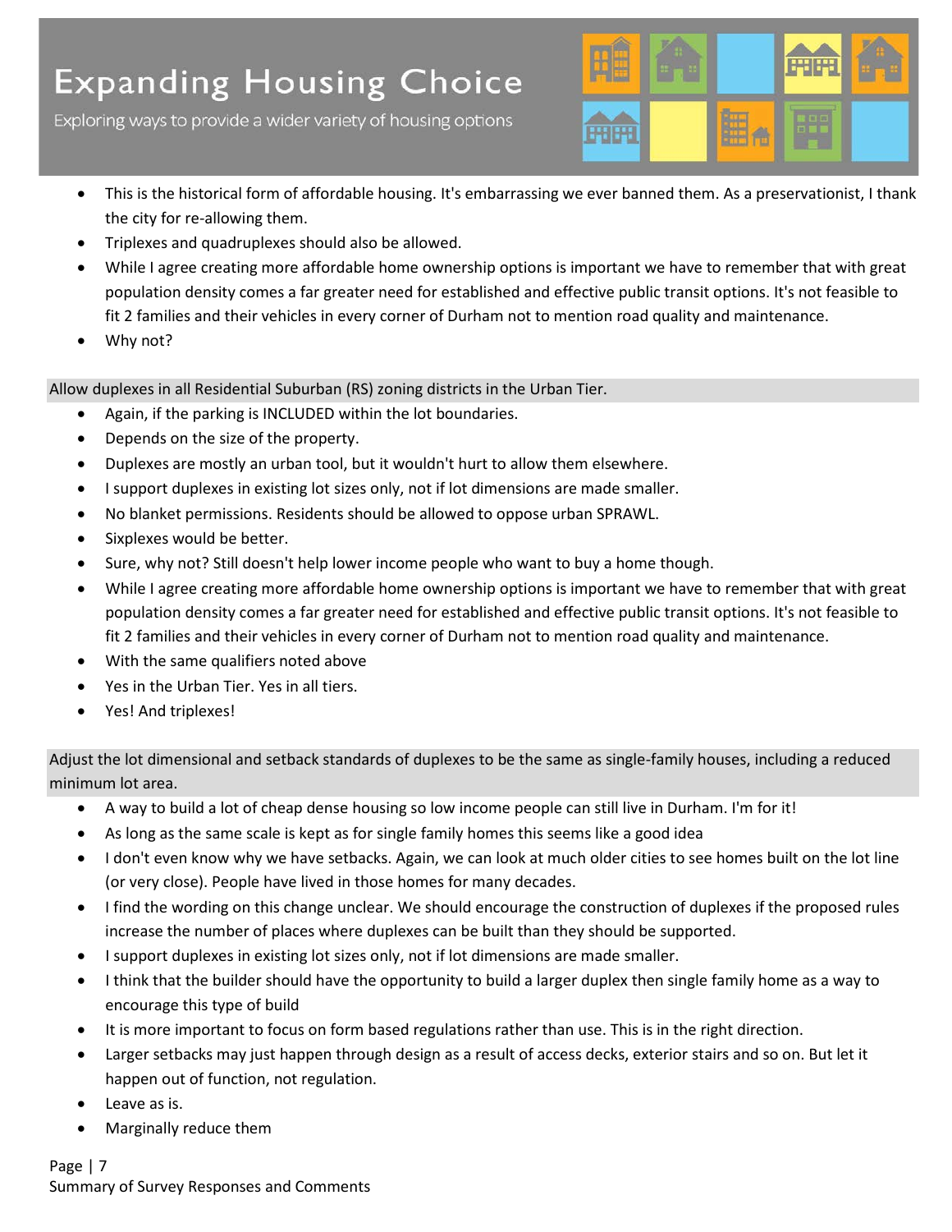- This is the historical form of affordable housing. It's embarrassing we ever banned them. As a preservationist, I thank the city for re-allowing them.
- Triplexes and quadruplexes should also be allowed.
- While I agree creating more affordable home ownership options is important we have to remember that with great population density comes a far greater need for established and effective public transit options. It's not feasible to fit 2 families and their vehicles in every corner of Durham not to mention road quality and maintenance.
- Why not?

Allow duplexes in all Residential Suburban (RS) zoning districts in the Urban Tier.

- Again, if the parking is INCLUDED within the lot boundaries.
- Depends on the size of the property.
- Duplexes are mostly an urban tool, but it wouldn't hurt to allow them elsewhere.
- I support duplexes in existing lot sizes only, not if lot dimensions are made smaller.
- No blanket permissions. Residents should be allowed to oppose urban SPRAWL.
- Sixplexes would be better.
- Sure, why not? Still doesn't help lower income people who want to buy a home though.
- While I agree creating more affordable home ownership options is important we have to remember that with great population density comes a far greater need for established and effective public transit options. It's not feasible to fit 2 families and their vehicles in every corner of Durham not to mention road quality and maintenance.
- With the same qualifiers noted above
- Yes in the Urban Tier. Yes in all tiers.
- Yes! And triplexes!

Adjust the lot dimensional and setback standards of duplexes to be the same as single-family houses, including a reduced minimum lot area.

- A way to build a lot of cheap dense housing so low income people can still live in Durham. I'm for it!
- As long as the same scale is kept as for single family homes this seems like a good idea
- I don't even know why we have setbacks. Again, we can look at much older cities to see homes built on the lot line (or very close). People have lived in those homes for many decades.
- I find the wording on this change unclear. We should encourage the construction of duplexes if the proposed rules increase the number of places where duplexes can be built than they should be supported.
- I support duplexes in existing lot sizes only, not if lot dimensions are made smaller.
- I think that the builder should have the opportunity to build a larger duplex then single family home as a way to encourage this type of build
- It is more important to focus on form based regulations rather than use. This is in the right direction.
- Larger setbacks may just happen through design as a result of access decks, exterior stairs and so on. But let it happen out of function, not regulation.
- Leave as is.
- Marginally reduce them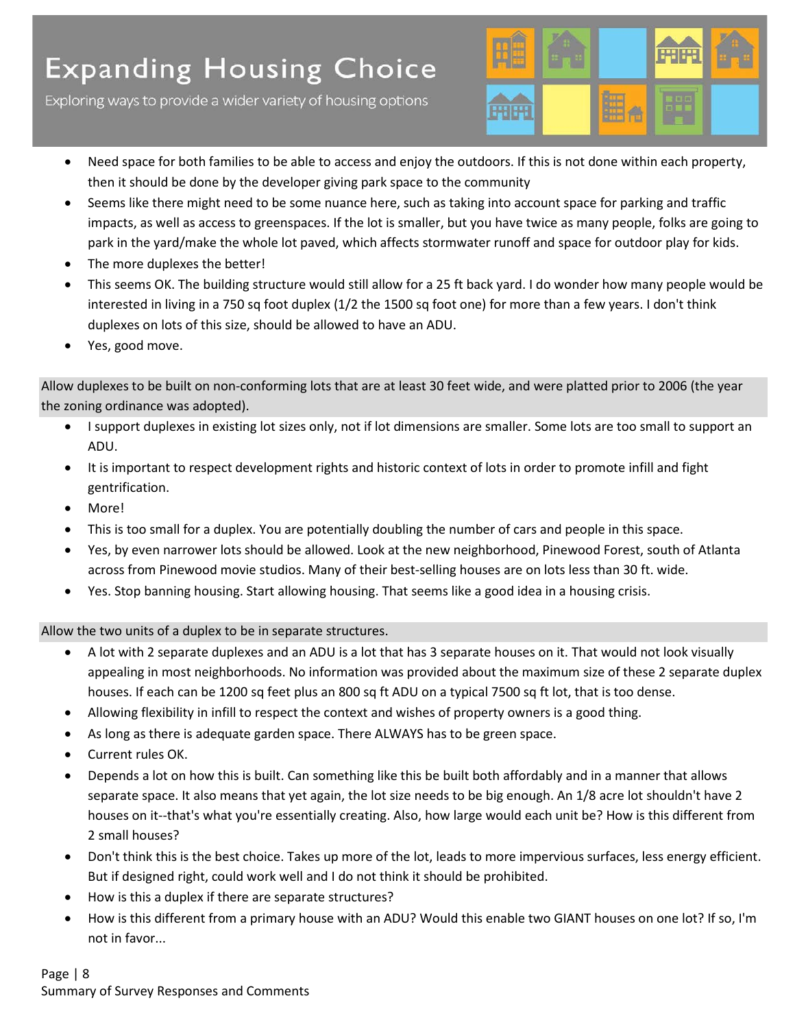- Need space for both families to be able to access and enjoy the outdoors. If this is not done within each property, then it should be done by the developer giving park space to the community
- Seems like there might need to be some nuance here, such as taking into account space for parking and traffic impacts, as well as access to greenspaces. If the lot is smaller, but you have twice as many people, folks are going to park in the yard/make the whole lot paved, which affects stormwater runoff and space for outdoor play for kids.
- The more duplexes the better!
- This seems OK. The building structure would still allow for a 25 ft back yard. I do wonder how many people would be interested in living in a 750 sq foot duplex (1/2 the 1500 sq foot one) for more than a few years. I don't think duplexes on lots of this size, should be allowed to have an ADU.
- Yes, good move.

Allow duplexes to be built on non-conforming lots that are at least 30 feet wide, and were platted prior to 2006 (the year the zoning ordinance was adopted).

- I support duplexes in existing lot sizes only, not if lot dimensions are smaller. Some lots are too small to support an ADU.
- It is important to respect development rights and historic context of lots in order to promote infill and fight gentrification.
- More!
- This is too small for a duplex. You are potentially doubling the number of cars and people in this space.
- Yes, by even narrower lots should be allowed. Look at the new neighborhood, Pinewood Forest, south of Atlanta across from Pinewood movie studios. Many of their best-selling houses are on lots less than 30 ft. wide.
- Yes. Stop banning housing. Start allowing housing. That seems like a good idea in a housing crisis.

Allow the two units of a duplex to be in separate structures.

- A lot with 2 separate duplexes and an ADU is a lot that has 3 separate houses on it. That would not look visually appealing in most neighborhoods. No information was provided about the maximum size of these 2 separate duplex houses. If each can be 1200 sq feet plus an 800 sq ft ADU on a typical 7500 sq ft lot, that is too dense.
- Allowing flexibility in infill to respect the context and wishes of property owners is a good thing.
- As long as there is adequate garden space. There ALWAYS has to be green space.
- Current rules OK.
- Depends a lot on how this is built. Can something like this be built both affordably and in a manner that allows separate space. It also means that yet again, the lot size needs to be big enough. An 1/8 acre lot shouldn't have 2 houses on it--that's what you're essentially creating. Also, how large would each unit be? How is this different from 2 small houses?
- Don't think this is the best choice. Takes up more of the lot, leads to more impervious surfaces, less energy efficient. But if designed right, could work well and I do not think it should be prohibited.
- How is this a duplex if there are separate structures?
- How is this different from a primary house with an ADU? Would this enable two GIANT houses on one lot? If so, I'm not in favor...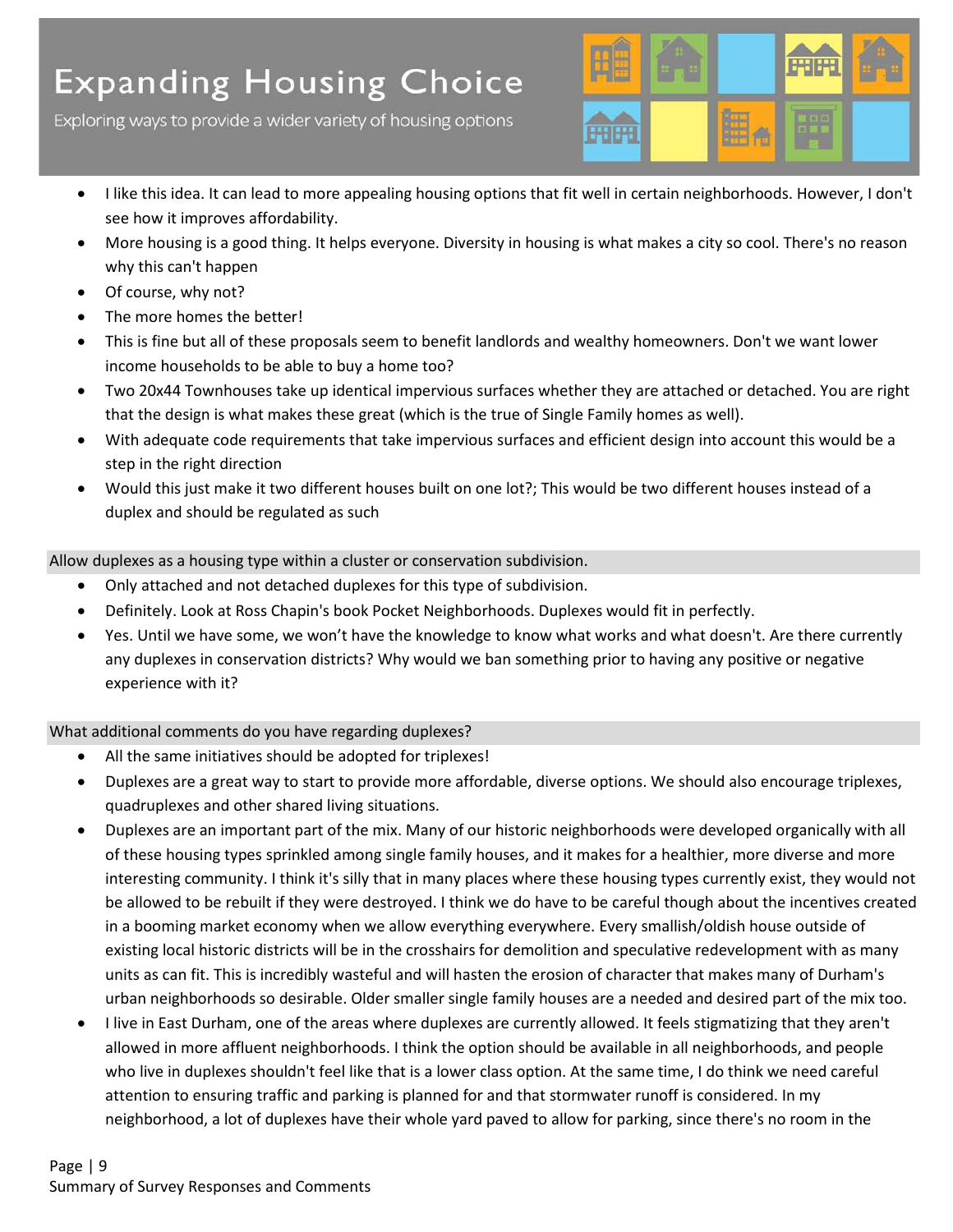- I like this idea. It can lead to more appealing housing options that fit well in certain neighborhoods. However, I don't see how it improves affordability.
- More housing is a good thing. It helps everyone. Diversity in housing is what makes a city so cool. There's no reason why this can't happen
- Of course, why not?
- The more homes the better!
- This is fine but all of these proposals seem to benefit landlords and wealthy homeowners. Don't we want lower income households to be able to buy a home too?
- Two 20x44 Townhouses take up identical impervious surfaces whether they are attached or detached. You are right that the design is what makes these great (which is the true of Single Family homes as well).
- With adequate code requirements that take impervious surfaces and efficient design into account this would be a step in the right direction
- Would this just make it two different houses built on one lot?; This would be two different houses instead of a duplex and should be regulated as such

### Allow duplexes as a housing type within a cluster or conservation subdivision.

- Only attached and not detached duplexes for this type of subdivision.
- Definitely. Look at Ross Chapin's book Pocket Neighborhoods. Duplexes would fit in perfectly.
- Yes. Until we have some, we won't have the knowledge to know what works and what doesn't. Are there currently any duplexes in conservation districts? Why would we ban something prior to having any positive or negative experience with it?

### What additional comments do you have regarding duplexes?

- All the same initiatives should be adopted for triplexes!
- Duplexes are a great way to start to provide more affordable, diverse options. We should also encourage triplexes, quadruplexes and other shared living situations.
- Duplexes are an important part of the mix. Many of our historic neighborhoods were developed organically with all of these housing types sprinkled among single family houses, and it makes for a healthier, more diverse and more interesting community. I think it's silly that in many places where these housing types currently exist, they would not be allowed to be rebuilt if they were destroyed. I think we do have to be careful though about the incentives created in a booming market economy when we allow everything everywhere. Every smallish/oldish house outside of existing local historic districts will be in the crosshairs for demolition and speculative redevelopment with as many units as can fit. This is incredibly wasteful and will hasten the erosion of character that makes many of Durham's urban neighborhoods so desirable. Older smaller single family houses are a needed and desired part of the mix too.
- I live in East Durham, one of the areas where duplexes are currently allowed. It feels stigmatizing that they aren't allowed in more affluent neighborhoods. I think the option should be available in all neighborhoods, and people who live in duplexes shouldn't feel like that is a lower class option. At the same time, I do think we need careful attention to ensuring traffic and parking is planned for and that stormwater runoff is considered. In my neighborhood, a lot of duplexes have their whole yard paved to allow for parking, since there's no room in the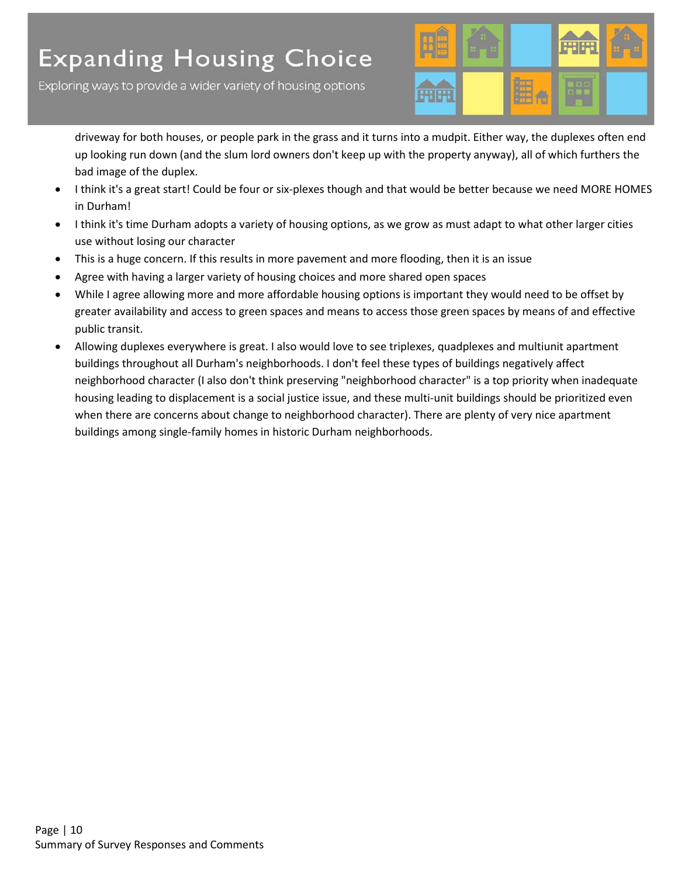driveway for both houses, or people park in the grass and it turns into a mudpit. Either way, the duplexes often end up looking run down (and the slum lord owners don't keep up with the property anyway), all of which furthers the bad image of the duplex.

- I think it's a great start! Could be four or six-plexes though and that would be better because we need MORE HOMES in Durham!
- I think it's time Durham adopts a variety of housing options, as we grow as must adapt to what other larger cities use without losing our character
- This is a huge concern. If this results in more pavement and more flooding, then it is an issue
- Agree with having a larger variety of housing choices and more shared open spaces
- While I agree allowing more and more affordable housing options is important they would need to be offset by greater availability and access to green spaces and means to access those green spaces by means of and effective public transit.
- Allowing duplexes everywhere is great. I also would love to see triplexes, quadplexes and multiunit apartment buildings throughout all Durham's neighborhoods. I don't feel these types of buildings negatively affect neighborhood character (I also don't think preserving "neighborhood character" is a top priority when inadequate housing leading to displacement is a social justice issue, and these multi-unit buildings should be prioritized even when there are concerns about change to neighborhood character). There are plenty of very nice apartment buildings among single-family homes in historic Durham neighborhoods.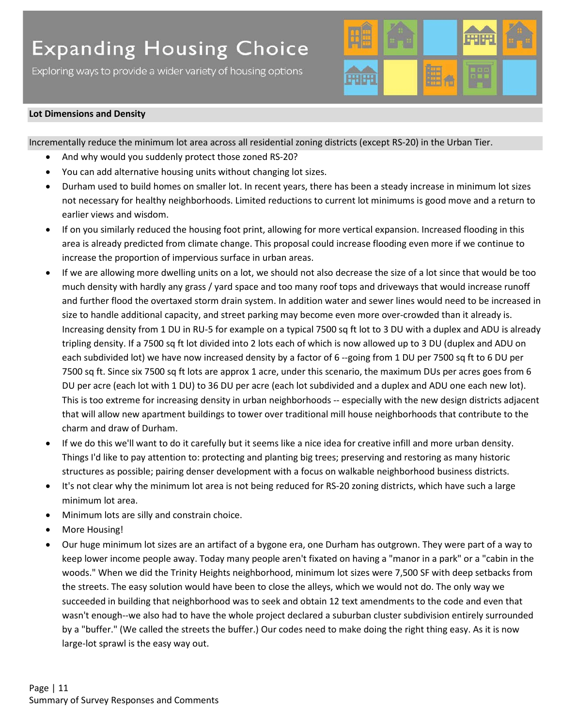## Lot Dimensions and Density

Incrementally reduce the minimum lot area across all residential zoning districts (except RS-20) in the Urban Tier.

- And why would you suddenly protect those zoned RS-20?
- You can add alternative housing units without changing lot sizes.
- Durham used to build homes on smaller lot. In recent years, there has been a steady increase in minimum lot sizes not necessary for healthy neighborhoods. Limited reductions to current lot minimums is good move and a return to earlier views and wisdom.
- If on you similarly reduced the housing foot print, allowing for more vertical expansion. Increased flooding in this area is already predicted from climate change. This proposal could increase flooding even more if we continue to increase the proportion of impervious surface in urban areas.
- If we are allowing more dwelling units on a lot, we should not also decrease the size of a lot since that would be too much density with hardly any grass / yard space and too many roof tops and driveways that would increase runoff and further flood the overtaxed storm drain system. In addition water and sewer lines would need to be increased in size to handle additional capacity, and street parking may become even more over-crowded than it already is. Increasing density from 1 DU in RU-5 for example on a typical 7500 sq ft lot to 3 DU with a duplex and ADU is already tripling density. If a 7500 sq ft lot divided into 2 lots each of which is now allowed up to 3 DU (duplex and ADU on each subdivided lot) we have now increased density by a factor of 6 --going from 1 DU per 7500 sq ft to 6 DU per 7500 sq ft. Since six 7500 sq ft lots are approx 1 acre, under this scenario, the maximum DUs per acres goes from 6 DU per acre (each lot with 1 DU) to 36 DU per acre (each lot subdivided and a duplex and ADU one each new lot). This is too extreme for increasing density in urban neighborhoods -- especially with the new design districts adjacent that will allow new apartment buildings to tower over traditional mill house neighborhoods that contribute to the charm and draw of Durham.
- If we do this we'll want to do it carefully but it seems like a nice idea for creative infill and more urban density. Things I'd like to pay attention to: protecting and planting big trees; preserving and restoring as many historic structures as possible; pairing denser development with a focus on walkable neighborhood business districts.
- It's not clear why the minimum lot area is not being reduced for RS-20 zoning districts, which have such a large minimum lot area.
- Minimum lots are silly and constrain choice.
- More Housing!
- Our huge minimum lot sizes are an artifact of a bygone era, one Durham has outgrown. They were part of a way to keep lower income people away. Today many people aren't fixated on having a "manor in a park" or a "cabin in the woods." When we did the Trinity Heights neighborhood, minimum lot sizes were 7,500 SF with deep setbacks from the streets. The easy solution would have been to close the alleys, which we would not do. The only way we succeeded in building that neighborhood was to seek and obtain 12 text amendments to the code and even that wasn't enough--we also had to have the whole project declared a suburban cluster subdivision entirely surrounded by a "buffer." (We called the streets the buffer.) Our codes need to make doing the right thing easy. As it is now large-lot sprawl is the easy way out.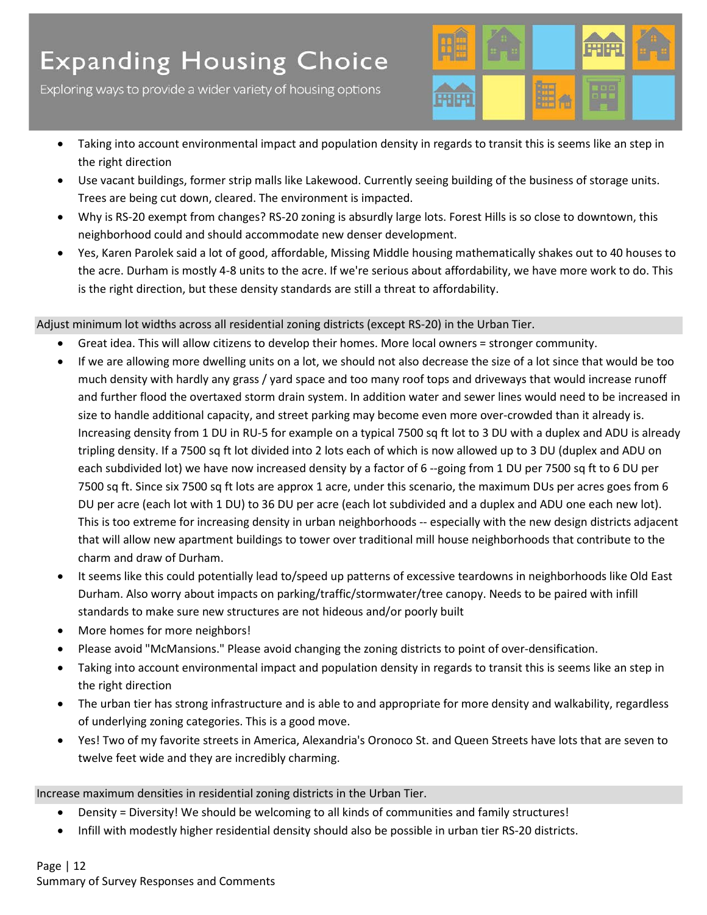- Taking into account environmental impact and population density in regards to transit this is seems like an step in the right direction
- Use vacant buildings, former strip malls like Lakewood. Currently seeing building of the business of storage units. Trees are being cut down, cleared. The environment is impacted.
- Why is RS-20 exempt from changes? RS-20 zoning is absurdly large lots. Forest Hills is so close to downtown, this neighborhood could and should accommodate new denser development.
- Yes, Karen Parolek said a lot of good, affordable, Missing Middle housing mathematically shakes out to 40 houses to the acre. Durham is mostly 4-8 units to the acre. If we're serious about affordability, we have more work to do. This is the right direction, but these density standards are still a threat to affordability.

Adjust minimum lot widths across all residential zoning districts (except RS-20) in the Urban Tier.

- Great idea. This will allow citizens to develop their homes. More local owners = stronger community.
- If we are allowing more dwelling units on a lot, we should not also decrease the size of a lot since that would be too much density with hardly any grass / yard space and too many roof tops and driveways that would increase runoff and further flood the overtaxed storm drain system. In addition water and sewer lines would need to be increased in size to handle additional capacity, and street parking may become even more over-crowded than it already is. Increasing density from 1 DU in RU-5 for example on a typical 7500 sq ft lot to 3 DU with a duplex and ADU is already tripling density. If a 7500 sq ft lot divided into 2 lots each of which is now allowed up to 3 DU (duplex and ADU on each subdivided lot) we have now increased density by a factor of 6 --going from 1 DU per 7500 sq ft to 6 DU per 7500 sq ft. Since six 7500 sq ft lots are approx 1 acre, under this scenario, the maximum DUs per acres goes from 6 DU per acre (each lot with 1 DU) to 36 DU per acre (each lot subdivided and a duplex and ADU one each new lot). This is too extreme for increasing density in urban neighborhoods -- especially with the new design districts adjacent that will allow new apartment buildings to tower over traditional mill house neighborhoods that contribute to the charm and draw of Durham.
- It seems like this could potentially lead to/speed up patterns of excessive teardowns in neighborhoods like Old East Durham. Also worry about impacts on parking/traffic/stormwater/tree canopy. Needs to be paired with infill standards to make sure new structures are not hideous and/or poorly built
- More homes for more neighbors!
- Please avoid "McMansions." Please avoid changing the zoning districts to point of over-densification.
- Taking into account environmental impact and population density in regards to transit this is seems like an step in the right direction
- The urban tier has strong infrastructure and is able to and appropriate for more density and walkability, regardless of underlying zoning categories. This is a good move.
- Yes! Two of my favorite streets in America, Alexandria's Oronoco St. and Queen Streets have lots that are seven to twelve feet wide and they are incredibly charming.

Increase maximum densities in residential zoning districts in the Urban Tier.

- Density = Diversity! We should be welcoming to all kinds of communities and family structures!
- Infill with modestly higher residential density should also be possible in urban tier RS-20 districts.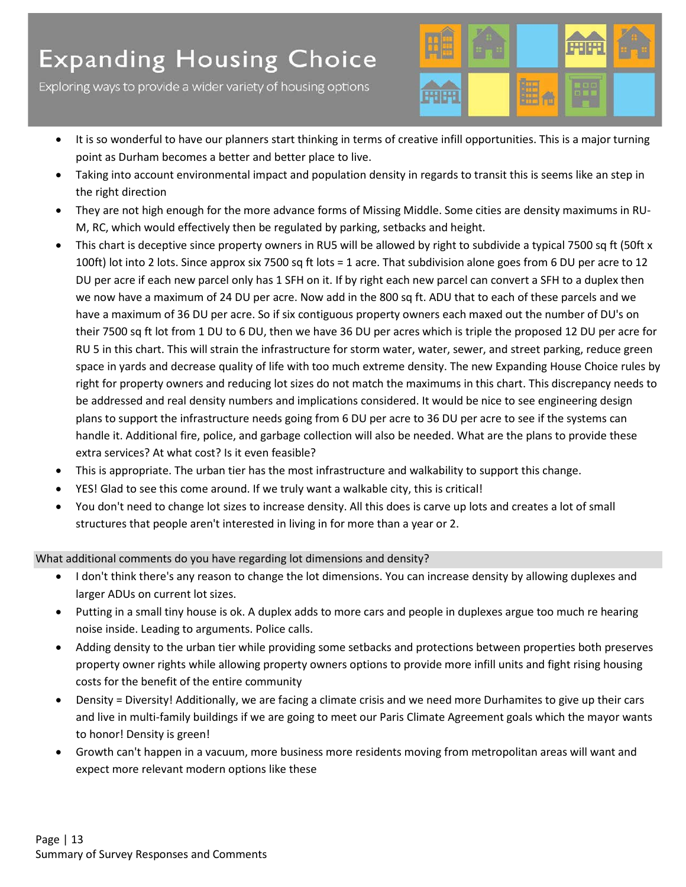- It is so wonderful to have our planners start thinking in terms of creative infill opportunities. This is a major turning point as Durham becomes a better and better place to live.
- Taking into account environmental impact and population density in regards to transit this is seems like an step in the right direction
- They are not high enough for the more advance forms of Missing Middle. Some cities are density maximums in RU-M, RC, which would effectively then be regulated by parking, setbacks and height.
- This chart is deceptive since property owners in RU5 will be allowed by right to subdivide a typical 7500 sq ft (50ft x 100ft) lot into 2 lots. Since approx six 7500 sq ft lots = 1 acre. That subdivision alone goes from 6 DU per acre to 12 DU per acre if each new parcel only has 1 SFH on it. If by right each new parcel can convert a SFH to a duplex then we now have a maximum of 24 DU per acre. Now add in the 800 sq ft. ADU that to each of these parcels and we have a maximum of 36 DU per acre. So if six contiguous property owners each maxed out the number of DU's on their 7500 sq ft lot from 1 DU to 6 DU, then we have 36 DU per acres which is triple the proposed 12 DU per acre for RU 5 in this chart. This will strain the infrastructure for storm water, water, sewer, and street parking, reduce green space in yards and decrease quality of life with too much extreme density. The new Expanding House Choice rules by right for property owners and reducing lot sizes do not match the maximums in this chart. This discrepancy needs to be addressed and real density numbers and implications considered. It would be nice to see engineering design plans to support the infrastructure needs going from 6 DU per acre to 36 DU per acre to see if the systems can handle it. Additional fire, police, and garbage collection will also be needed. What are the plans to provide these extra services? At what cost? Is it even feasible?
- This is appropriate. The urban tier has the most infrastructure and walkability to support this change.
- YES! Glad to see this come around. If we truly want a walkable city, this is critical!
- You don't need to change lot sizes to increase density. All this does is carve up lots and creates a lot of small structures that people aren't interested in living in for more than a year or 2.

### What additional comments do you have regarding lot dimensions and density?

- I don't think there's any reason to change the lot dimensions. You can increase density by allowing duplexes and larger ADUs on current lot sizes.
- Putting in a small tiny house is ok. A duplex adds to more cars and people in duplexes argue too much re hearing noise inside. Leading to arguments. Police calls.
- Adding density to the urban tier while providing some setbacks and protections between properties both preserves property owner rights while allowing property owners options to provide more infill units and fight rising housing costs for the benefit of the entire community
- Density = Diversity! Additionally, we are facing a climate crisis and we need more Durhamites to give up their cars and live in multi-family buildings if we are going to meet our Paris Climate Agreement goals which the mayor wants to honor! Density is green!
- Growth can't happen in a vacuum, more business more residents moving from metropolitan areas will want and expect more relevant modern options like these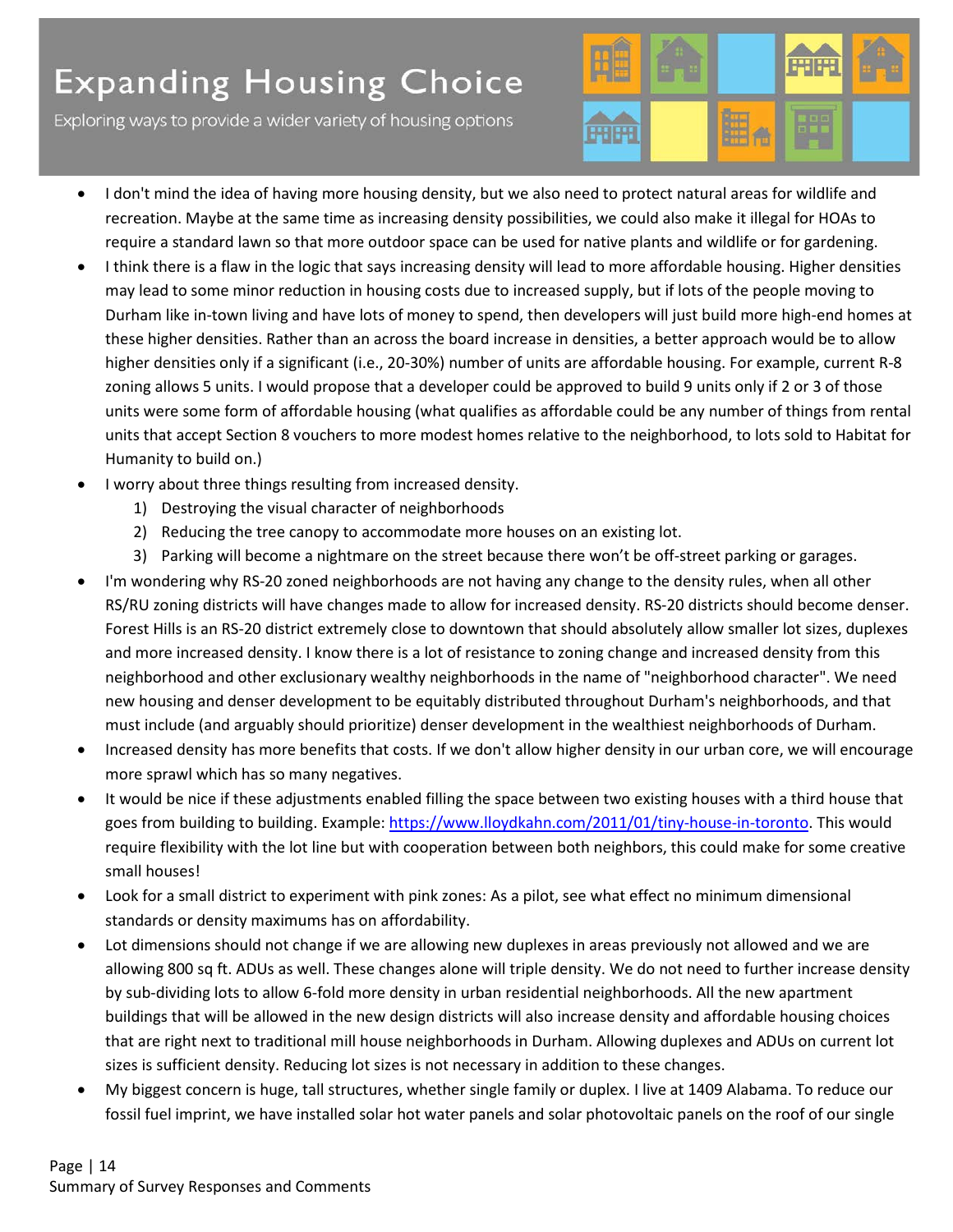- I don't mind the idea of having more housing density, but we also need to protect natural areas for wildlife and recreation. Maybe at the same time as increasing density possibilities, we could also make it illegal for HOAs to require a standard lawn so that more outdoor space can be used for native plants and wildlife or for gardening.
- I think there is a flaw in the logic that says increasing density will lead to more affordable housing. Higher densities may lead to some minor reduction in housing costs due to increased supply, but if lots of the people moving to Durham like in-town living and have lots of money to spend, then developers will just build more high-end homes at these higher densities. Rather than an across the board increase in densities, a better approach would be to allow higher densities only if a significant (i.e., 20-30%) number of units are affordable housing. For example, current R-8 zoning allows 5 units. I would propose that a developer could be approved to build 9 units only if 2 or 3 of those units were some form of affordable housing (what qualifies as affordable could be any number of things from rental units that accept Section 8 vouchers to more modest homes relative to the neighborhood, to lots sold to Habitat for Humanity to build on.)
- I worry about three things resulting from increased density.
    1) Destroying the visual character of neighborhoods
    2) Reducing the tree canopy to accommodate more houses on an existing lot.
    3) Parking will become a nightmare on the street because there won't be off-street parking or garages.
- I'm wondering why RS-20 zoned neighborhoods are not having any change to the density rules, when all other RS/RU zoning districts will have changes made to allow for increased density. RS-20 districts should become denser. Forest Hills is an RS-20 district extremely close to downtown that should absolutely allow smaller lot sizes, duplexes and more increased density. I know there is a lot of resistance to zoning change and increased density from this neighborhood and other exclusionary wealthy neighborhoods in the name of "neighborhood character". We need new housing and denser development to be equitably distributed throughout Durham's neighborhoods, and that must include (and arguably should prioritize) denser development in the wealthiest neighborhoods of Durham.
- Increased density has more benefits that costs. If we don't allow higher density in our urban core, we will encourage more sprawl which has so many negatives.
- It would be nice if these adjustments enabled filling the space between two existing houses with a third house that goes from building to building. Example: [https://www.lloydkahn.com/2011/01/tiny-house-in-toronto](https://www.lloydkahn.com/2011/01/tiny-house-in-toronto). This would require flexibility with the lot line but with cooperation between both neighbors, this could make for some creative small houses!
- Look for a small district to experiment with pink zones: As a pilot, see what effect no minimum dimensional standards or density maximums has on affordability.
- Lot dimensions should not change if we are allowing new duplexes in areas previously not allowed and we are allowing 800 sq ft. ADUs as well. These changes alone will triple density. We do not need to further increase density by sub-dividing lots to allow 6-fold more density in urban residential neighborhoods. All the new apartment buildings that will be allowed in the new design districts will also increase density and affordable housing choices that are right next to traditional mill house neighborhoods in Durham. Allowing duplexes and ADUs on current lot sizes is sufficient density. Reducing lot sizes is not necessary in addition to these changes.
- My biggest concern is huge, tall structures, whether single family or duplex. I live at 1409 Alabama. To reduce our fossil fuel imprint, we have installed solar hot water panels and solar photovoltaic panels on the roof of our single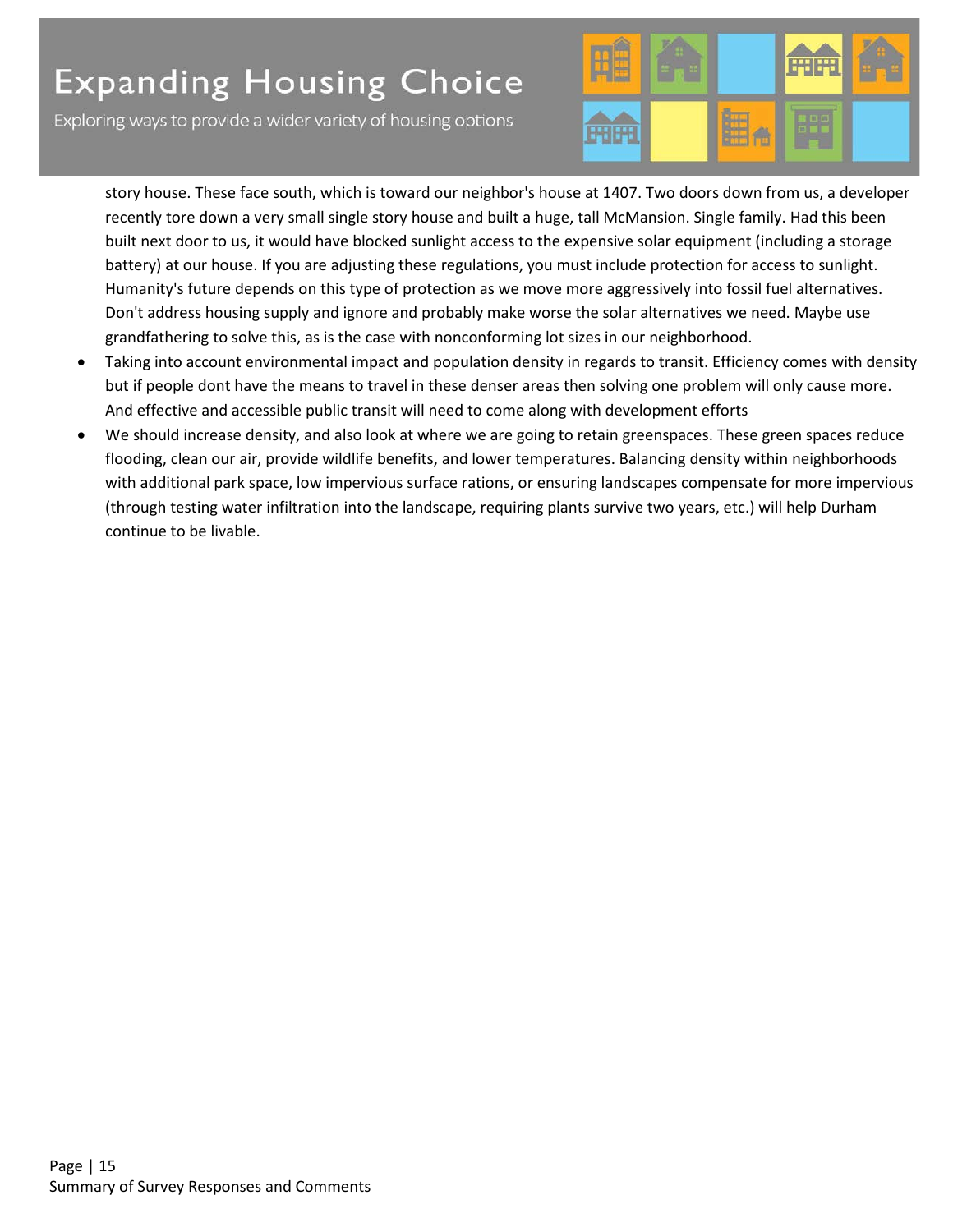story house. These face south, which is toward our neighbor's house at 1407. Two doors down from us, a developer recently tore down a very small single story house and built a huge, tall McMansion. Single family. Had this been built next door to us, it would have blocked sunlight access to the expensive solar equipment (including a storage battery) at our house. If you are adjusting these regulations, you must include protection for access to sunlight. Humanity's future depends on this type of protection as we move more aggressively into fossil fuel alternatives. Don't address housing supply and ignore and probably make worse the solar alternatives we need. Maybe use grandfathering to solve this, as is the case with nonconforming lot sizes in our neighborhood.

- Taking into account environmental impact and population density in regards to transit. Efficiency comes with density but if people dont have the means to travel in these denser areas then solving one problem will only cause more. And effective and accessible public transit will need to come along with development efforts
- We should increase density, and also look at where we are going to retain greenspaces. These green spaces reduce flooding, clean our air, provide wildlife benefits, and lower temperatures. Balancing density within neighborhoods with additional park space, low impervious surface rations, or ensuring landscapes compensate for more impervious (through testing water infiltration into the landscape, requiring plants survive two years, etc.) will help Durham continue to be livable.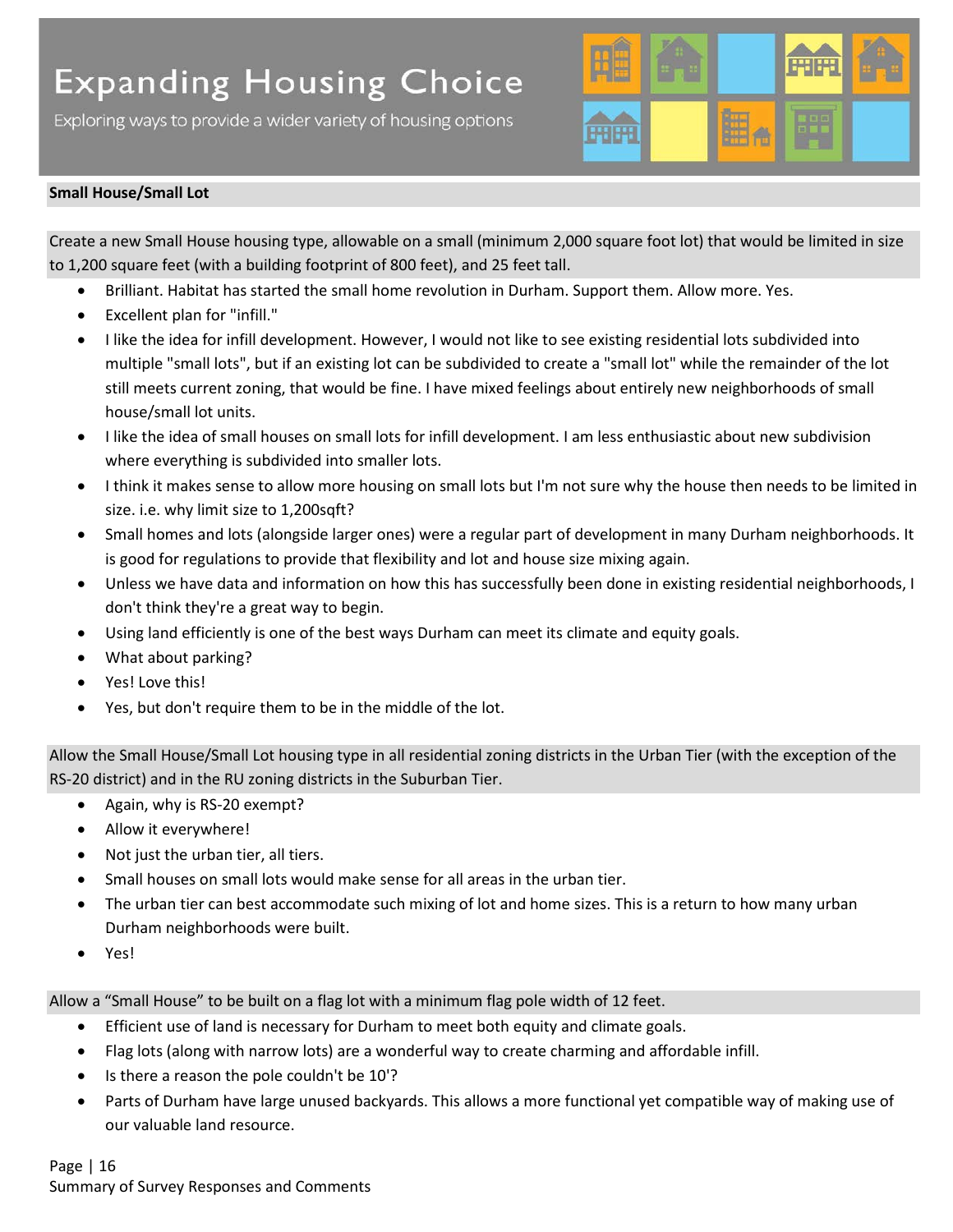**Small House/Small Lot**

Create a new Small House housing type, allowable on a small (minimum 2,000 square foot lot) that would be limited in size to 1,200 square feet (with a building footprint of 800 feet), and 25 feet tall.

- Brilliant. Habitat has started the small home revolution in Durham. Support them. Allow more. Yes.
- Excellent plan for "infill."
- I like the idea for infill development. However, I would not like to see existing residential lots subdivided into multiple "small lots", but if an existing lot can be subdivided to create a "small lot" while the remainder of the lot still meets current zoning, that would be fine. I have mixed feelings about entirely new neighborhoods of small house/small lot units.
- I like the idea of small houses on small lots for infill development. I am less enthusiastic about new subdivision where everything is subdivided into smaller lots.
- I think it makes sense to allow more housing on small lots but I'm not sure why the house then needs to be limited in size. i.e. why limit size to 1,200sqft?
- Small homes and lots (alongside larger ones) were a regular part of development in many Durham neighborhoods. It is good for regulations to provide that flexibility and lot and house size mixing again.
- Unless we have data and information on how this has successfully been done in existing residential neighborhoods, I don't think they're a great way to begin.
- Using land efficiently is one of the best ways Durham can meet its climate and equity goals.
- What about parking?
- Yes! Love this!
- Yes, but don't require them to be in the middle of the lot.

Allow the Small House/Small Lot housing type in all residential zoning districts in the Urban Tier (with the exception of the RS-20 district) and in the RU zoning districts in the Suburban Tier.

- Again, why is RS-20 exempt?
- Allow it everywhere!
- Not just the urban tier, all tiers.
- Small houses on small lots would make sense for all areas in the urban tier.
- The urban tier can best accommodate such mixing of lot and home sizes. This is a return to how many urban Durham neighborhoods were built.
- Yes!

Allow a "Small House" to be built on a flag lot with a minimum flag pole width of 12 feet.

- Efficient use of land is necessary for Durham to meet both equity and climate goals.
- Flag lots (along with narrow lots) are a wonderful way to create charming and affordable infill.
- Is there a reason the pole couldn't be 10'?
- Parts of Durham have large unused backyards. This allows a more functional yet compatible way of making use of our valuable land resource.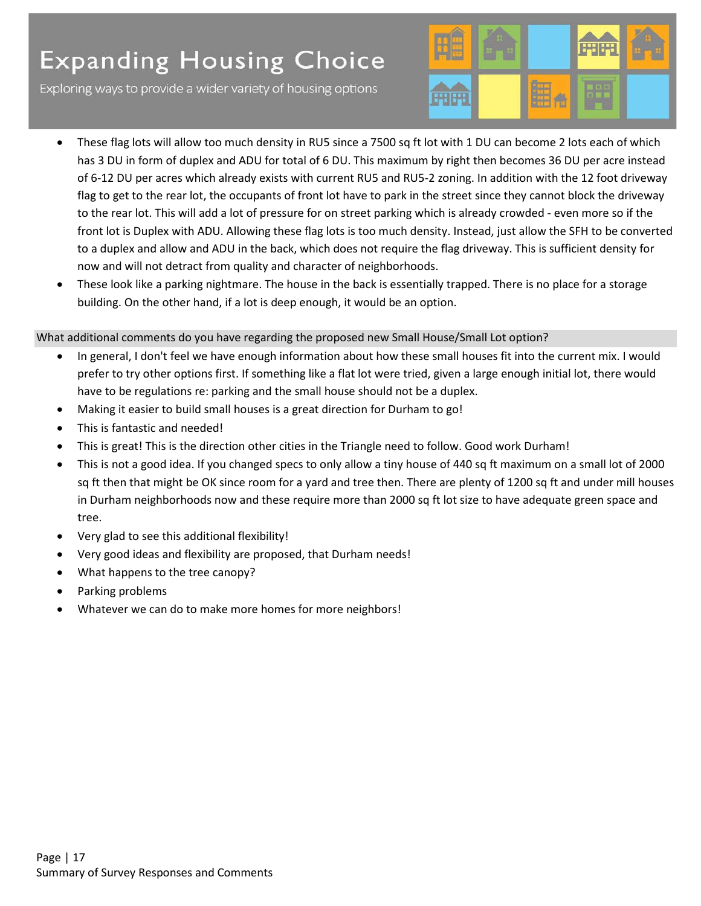- These flag lots will allow too much density in RU5 since a 7500 sq ft lot with 1 DU can become 2 lots each of which has 3 DU in form of duplex and ADU for total of 6 DU. This maximum by right then becomes 36 DU per acre instead of 6-12 DU per acres which already exists with current RU5 and RU5-2 zoning. In addition with the 12 foot driveway flag to get to the rear lot, the occupants of front lot have to park in the street since they cannot block the driveway to the rear lot. This will add a lot of pressure for on street parking which is already crowded - even more so if the front lot is Duplex with ADU. Allowing these flag lots is too much density. Instead, just allow the SFH to be converted to a duplex and allow and ADU in the back, which does not require the flag driveway. This is sufficient density for now and will not detract from quality and character of neighborhoods.
- These look like a parking nightmare. The house in the back is essentially trapped. There is no place for a storage building. On the other hand, if a lot is deep enough, it would be an option.

#### What additional comments do you have regarding the proposed new Small House/Small Lot option?

- In general, I don't feel we have enough information about how these small houses fit into the current mix. I would prefer to try other options first. If something like a flat lot were tried, given a large enough initial lot, there would have to be regulations re: parking and the small house should not be a duplex.
- Making it easier to build small houses is a great direction for Durham to go!
- This is fantastic and needed!
- This is great! This is the direction other cities in the Triangle need to follow. Good work Durham!
- This is not a good idea. If you changed specs to only allow a tiny house of 440 sq ft maximum on a small lot of 2000 sq ft then that might be OK since room for a yard and tree then. There are plenty of 1200 sq ft and under mill houses in Durham neighborhoods now and these require more than 2000 sq ft lot size to have adequate green space and tree.
- Very glad to see this additional flexibility!
- Very good ideas and flexibility are proposed, that Durham needs!
- What happens to the tree canopy?
- Parking problems
- Whatever we can do to make more homes for more neighbors!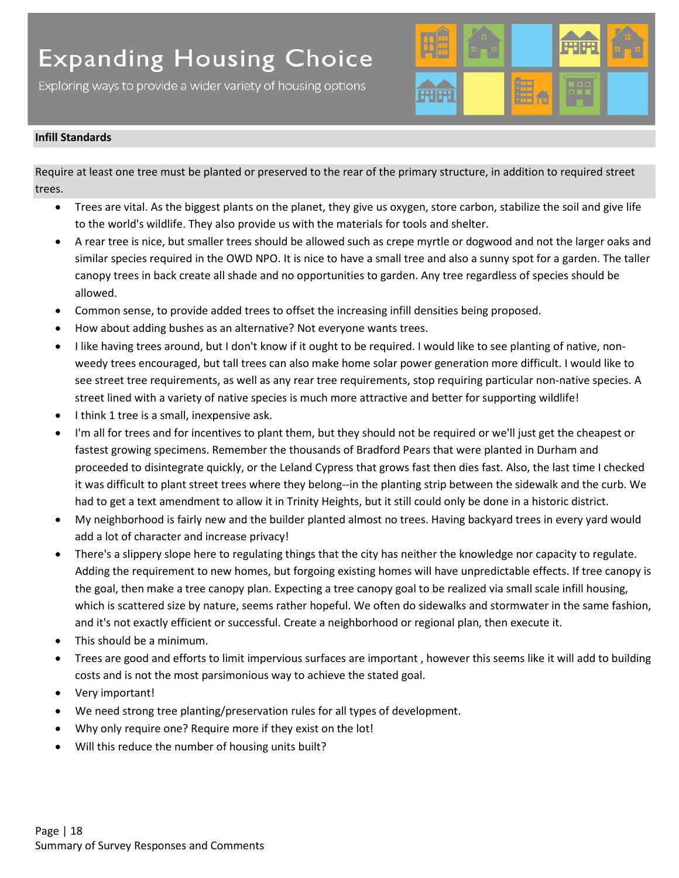# Expanding Housing Choice

Exploring ways to provide a wider variety of housing options

**Infill Standards**

Require at least one tree must be planted or preserved to the rear of the primary structure, in addition to required street trees.

- Trees are vital. As the biggest plants on the planet, they give us oxygen, store carbon, stabilize the soil and give life to the world's wildlife. They also provide us with the materials for tools and shelter.
- A rear tree is nice, but smaller trees should be allowed such as crepe myrtle or dogwood and not the larger oaks and similar species required in the OWD NPO. It is nice to have a small tree and also a sunny spot for a garden. The taller canopy trees in back create all shade and no opportunities to garden. Any tree regardless of species should be allowed.
- Common sense, to provide added trees to offset the increasing infill densities being proposed.
- How about adding bushes as an alternative? Not everyone wants trees.
- I like having trees around, but I don't know if it ought to be required. I would like to see planting of native, non-weedy trees encouraged, but tall trees can also make home solar power generation more difficult. I would like to see street tree requirements, as well as any rear tree requirements, stop requiring particular non-native species. A street lined with a variety of native species is much more attractive and better for supporting wildlife!
- I think 1 tree is a small, inexpensive ask.
- I'm all for trees and for incentives to plant them, but they should not be required or we'll just get the cheapest or fastest growing specimens. Remember the thousands of Bradford Pears that were planted in Durham and proceeded to disintegrate quickly, or the Leland Cypress that grows fast then dies fast. Also, the last time I checked it was difficult to plant street trees where they belong--in the planting strip between the sidewalk and the curb. We had to get a text amendment to allow it in Trinity Heights, but it still could only be done in a historic district.
- My neighborhood is fairly new and the builder planted almost no trees. Having backyard trees in every yard would add a lot of character and increase privacy!
- There's a slippery slope here to regulating things that the city has neither the knowledge nor capacity to regulate. Adding the requirement to new homes, but forgoing existing homes will have unpredictable effects. If tree canopy is the goal, then make a tree canopy plan. Expecting a tree canopy goal to be realized via small scale infill housing, which is scattered size by nature, seems rather hopeful. We often do sidewalks and stormwater in the same fashion, and it's not exactly efficient or successful. Create a neighborhood or regional plan, then execute it.
- This should be a minimum.
- Trees are good and efforts to limit impervious surfaces are important , however this seems like it will add to building costs and is not the most parsimonious way to achieve the stated goal.
- Very important!
- We need strong tree planting/preservation rules for all types of development.
- Why only require one? Require more if they exist on the lot!
- Will this reduce the number of housing units built?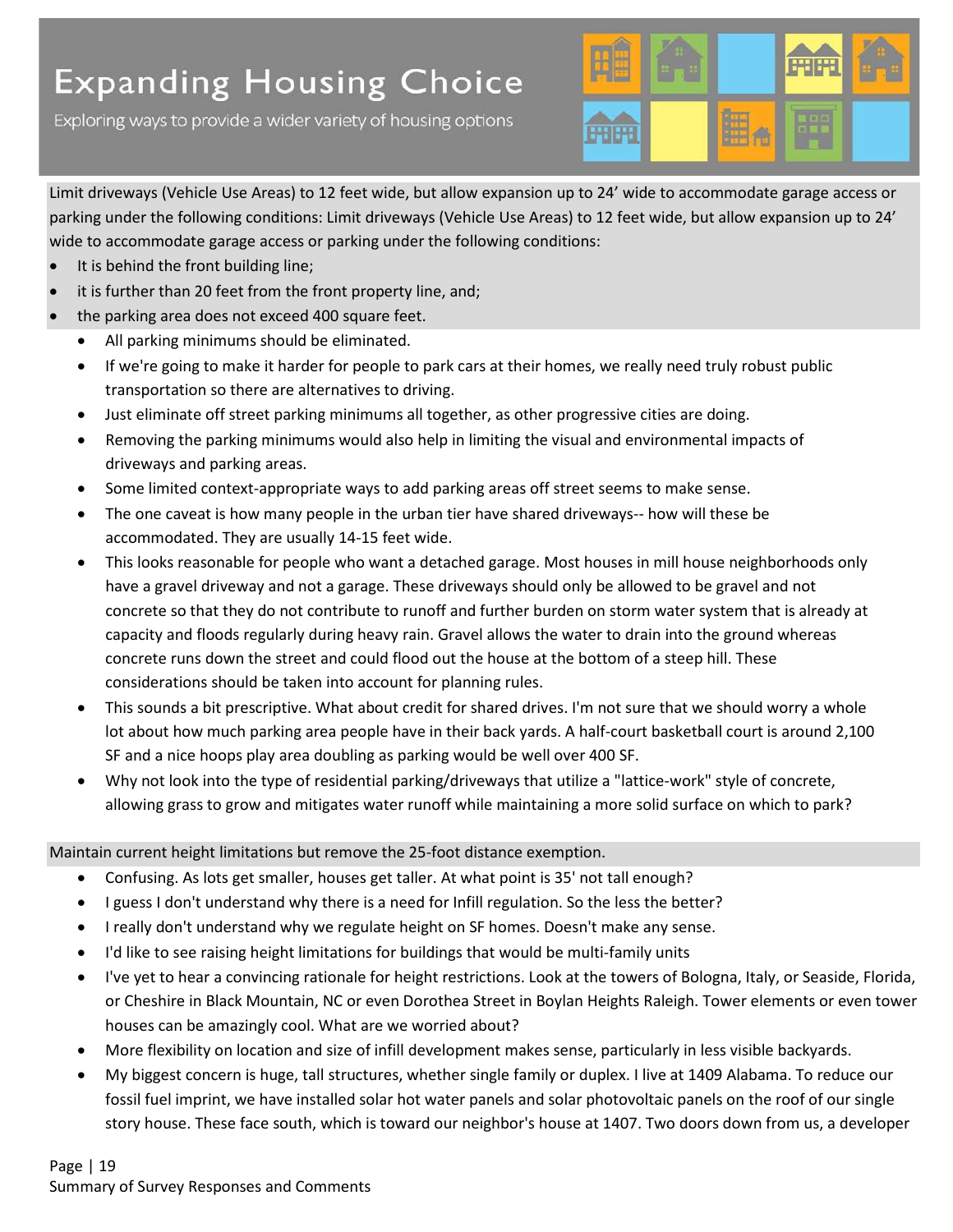Limit driveways (Vehicle Use Areas) to 12 feet wide, but allow expansion up to 24' wide to accommodate garage access or parking under the following conditions: Limit driveways (Vehicle Use Areas) to 12 feet wide, but allow expansion up to 24' wide to accommodate garage access or parking under the following conditions:

- It is behind the front building line;
- it is further than 20 feet from the front property line, and;
- the parking area does not exceed 400 square feet.
    - All parking minimums should be eliminated.
    - If we're going to make it harder for people to park cars at their homes, we really need truly robust public transportation so there are alternatives to driving.
    - Just eliminate off street parking minimums all together, as other progressive cities are doing.
    - Removing the parking minimums would also help in limiting the visual and environmental impacts of driveways and parking areas.
    - Some limited context-appropriate ways to add parking areas off street seems to make sense.
    - The one caveat is how many people in the urban tier have shared driveways-- how will these be accommodated. They are usually 14-15 feet wide.
    - This looks reasonable for people who want a detached garage. Most houses in mill house neighborhoods only have a gravel driveway and not a garage. These driveways should only be allowed to be gravel and not concrete so that they do not contribute to runoff and further burden on storm water system that is already at capacity and floods regularly during heavy rain. Gravel allows the water to drain into the ground whereas concrete runs down the street and could flood out the house at the bottom of a steep hill. These considerations should be taken into account for planning rules.
    - This sounds a bit prescriptive. What about credit for shared drives. I'm not sure that we should worry a whole lot about how much parking area people have in their back yards. A half-court basketball court is around 2,100 SF and a nice hoops play area doubling as parking would be well over 400 SF.
    - Why not look into the type of residential parking/driveways that utilize a "lattice-work" style of concrete, allowing grass to grow and mitigates water runoff while maintaining a more solid surface on which to park?

Maintain current height limitations but remove the 25-foot distance exemption.

- Confusing. As lots get smaller, houses get taller. At what point is 35' not tall enough?
- I guess I don't understand why there is a need for Infill regulation. So the less the better?
- I really don't understand why we regulate height on SF homes. Doesn't make any sense.
- I'd like to see raising height limitations for buildings that would be multi-family units
- I've yet to hear a convincing rationale for height restrictions. Look at the towers of Bologna, Italy, or Seaside, Florida, or Cheshire in Black Mountain, NC or even Dorothea Street in Boylan Heights Raleigh. Tower elements or even tower houses can be amazingly cool. What are we worried about?
- More flexibility on location and size of infill development makes sense, particularly in less visible backyards.
- My biggest concern is huge, tall structures, whether single family or duplex. I live at 1409 Alabama. To reduce our fossil fuel imprint, we have installed solar hot water panels and solar photovoltaic panels on the roof of our single story house. These face south, which is toward our neighbor's house at 1407. Two doors down from us, a developer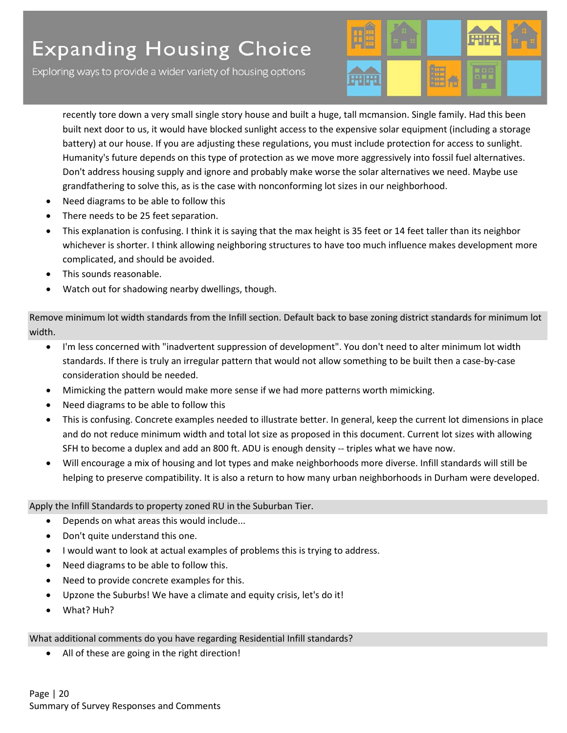recently tore down a very small single story house and built a huge, tall mcmansion. Single family. Had this been built next door to us, it would have blocked sunlight access to the expensive solar equipment (including a storage battery) at our house. If you are adjusting these regulations, you must include protection for access to sunlight. Humanity's future depends on this type of protection as we move more aggressively into fossil fuel alternatives. Don't address housing supply and ignore and probably make worse the solar alternatives we need. Maybe use grandfathering to solve this, as is the case with nonconforming lot sizes in our neighborhood.

- Need diagrams to be able to follow this
- There needs to be 25 feet separation.
- This explanation is confusing. I think it is saying that the max height is 35 feet or 14 feet taller than its neighbor whichever is shorter. I think allowing neighboring structures to have too much influence makes development more complicated, and should be avoided.
- This sounds reasonable.
- Watch out for shadowing nearby dwellings, though.

Remove minimum lot width standards from the Infill section. Default back to base zoning district standards for minimum lot width.

- I'm less concerned with "inadvertent suppression of development". You don't need to alter minimum lot width standards. If there is truly an irregular pattern that would not allow something to be built then a case-by-case consideration should be needed.
- Mimicking the pattern would make more sense if we had more patterns worth mimicking.
- Need diagrams to be able to follow this
- This is confusing. Concrete examples needed to illustrate better. In general, keep the current lot dimensions in place and do not reduce minimum width and total lot size as proposed in this document. Current lot sizes with allowing SFH to become a duplex and add an 800 ft. ADU is enough density -- triples what we have now.
- Will encourage a mix of housing and lot types and make neighborhoods more diverse. Infill standards will still be helping to preserve compatibility. It is also a return to how many urban neighborhoods in Durham were developed.

Apply the Infill Standards to property zoned RU in the Suburban Tier.

- Depends on what areas this would include...
- Don't quite understand this one.
- I would want to look at actual examples of problems this is trying to address.
- Need diagrams to be able to follow this.
- Need to provide concrete examples for this.
- Upzone the Suburbs! We have a climate and equity crisis, let's do it!
- What? Huh?

What additional comments do you have regarding Residential Infill standards?

- All of these are going in the right direction!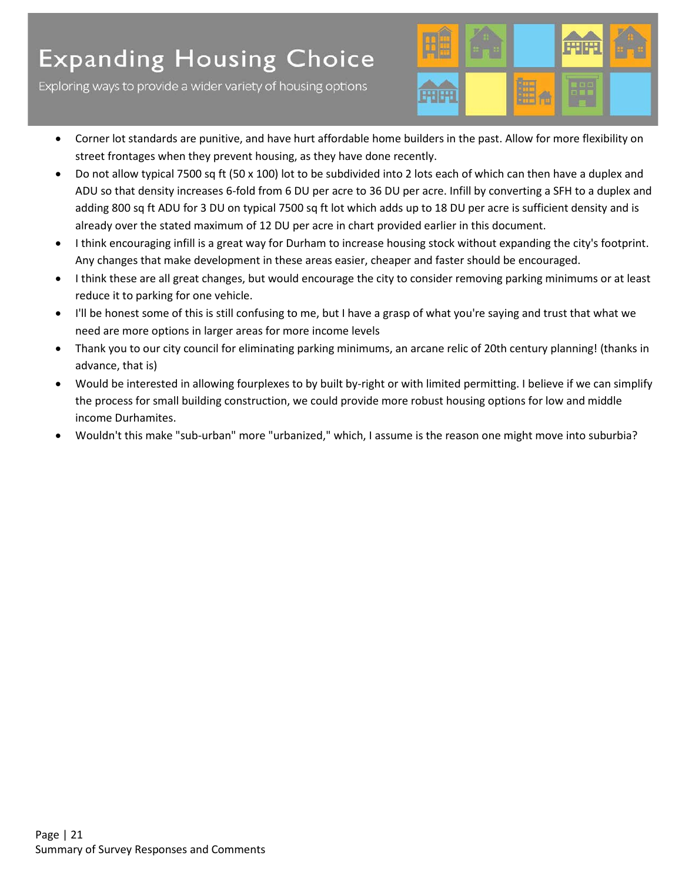- Corner lot standards are punitive, and have hurt affordable home builders in the past. Allow for more flexibility on street frontages when they prevent housing, as they have done recently.
- Do not allow typical 7500 sq ft (50 x 100) lot to be subdivided into 2 lots each of which can then have a duplex and ADU so that density increases 6-fold from 6 DU per acre to 36 DU per acre. Infill by converting a SFH to a duplex and adding 800 sq ft ADU for 3 DU on typical 7500 sq ft lot which adds up to 18 DU per acre is sufficient density and is already over the stated maximum of 12 DU per acre in chart provided earlier in this document.
- I think encouraging infill is a great way for Durham to increase housing stock without expanding the city's footprint. Any changes that make development in these areas easier, cheaper and faster should be encouraged.
- I think these are all great changes, but would encourage the city to consider removing parking minimums or at least reduce it to parking for one vehicle.
- I'll be honest some of this is still confusing to me, but I have a grasp of what you're saying and trust that what we need are more options in larger areas for more income levels
- Thank you to our city council for eliminating parking minimums, an arcane relic of 20th century planning! (thanks in advance, that is)
- Would be interested in allowing fourplexes to by built by-right or with limited permitting. I believe if we can simplify the process for small building construction, we could provide more robust housing options for low and middle income Durhamites.
- Wouldn't this make "sub-urban" more "urbanized," which, I assume is the reason one might move into suburbia?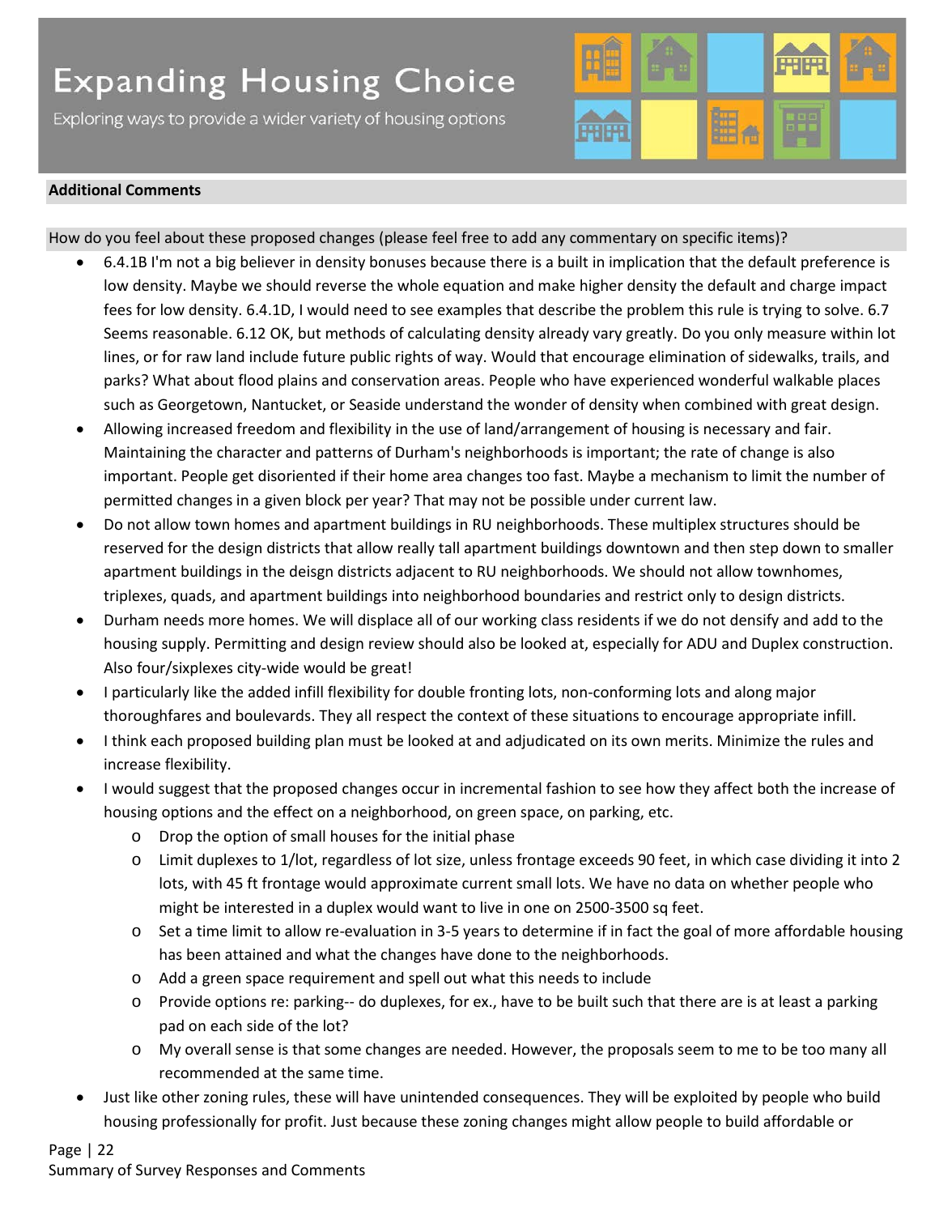## Additional Comments

How do you feel about these proposed changes (please feel free to add any commentary on specific items)?

- 6.4.1B I'm not a big believer in density bonuses because there is a built in implication that the default preference is low density. Maybe we should reverse the whole equation and make higher density the default and charge impact fees for low density. 6.4.1D, I would need to see examples that describe the problem this rule is trying to solve. 6.7 Seems reasonable. 6.12 OK, but methods of calculating density already vary greatly. Do you only measure within lot lines, or for raw land include future public rights of way. Would that encourage elimination of sidewalks, trails, and parks? What about flood plains and conservation areas. People who have experienced wonderful walkable places such as Georgetown, Nantucket, or Seaside understand the wonder of density when combined with great design.
- Allowing increased freedom and flexibility in the use of land/arrangement of housing is necessary and fair. Maintaining the character and patterns of Durham's neighborhoods is important; the rate of change is also important. People get disoriented if their home area changes too fast. Maybe a mechanism to limit the number of permitted changes in a given block per year? That may not be possible under current law.
- Do not allow town homes and apartment buildings in RU neighborhoods. These multiplex structures should be reserved for the design districts that allow really tall apartment buildings downtown and then step down to smaller apartment buildings in the deisgn districts adjacent to RU neighborhoods. We should not allow townhomes, triplexes, quads, and apartment buildings into neighborhood boundaries and restrict only to design districts.
- Durham needs more homes. We will displace all of our working class residents if we do not densify and add to the housing supply. Permitting and design review should also be looked at, especially for ADU and Duplex construction. Also four/sixplexes city-wide would be great!
- I particularly like the added infill flexibility for double fronting lots, non-conforming lots and along major thoroughfares and boulevards. They all respect the context of these situations to encourage appropriate infill.
- I think each proposed building plan must be looked at and adjudicated on its own merits. Minimize the rules and increase flexibility.
- I would suggest that the proposed changes occur in incremental fashion to see how they affect both the increase of housing options and the effect on a neighborhood, on green space, on parking, etc.
  - Drop the option of small houses for the initial phase
  - Limit duplexes to 1/lot, regardless of lot size, unless frontage exceeds 90 feet, in which case dividing it into 2 lots, with 45 ft frontage would approximate current small lots. We have no data on whether people who might be interested in a duplex would want to live in one on 2500-3500 sq feet.
  - Set a time limit to allow re-evaluation in 3-5 years to determine if in fact the goal of more affordable housing has been attained and what the changes have done to the neighborhoods.
  - Add a green space requirement and spell out what this needs to include
  - Provide options re: parking-- do duplexes, for ex., have to be built such that there are is at least a parking pad on each side of the lot?
  - My overall sense is that some changes are needed. However, the proposals seem to me to be too many all recommended at the same time.
- Just like other zoning rules, these will have unintended consequences. They will be exploited by people who build housing professionally for profit. Just because these zoning changes might allow people to build affordable or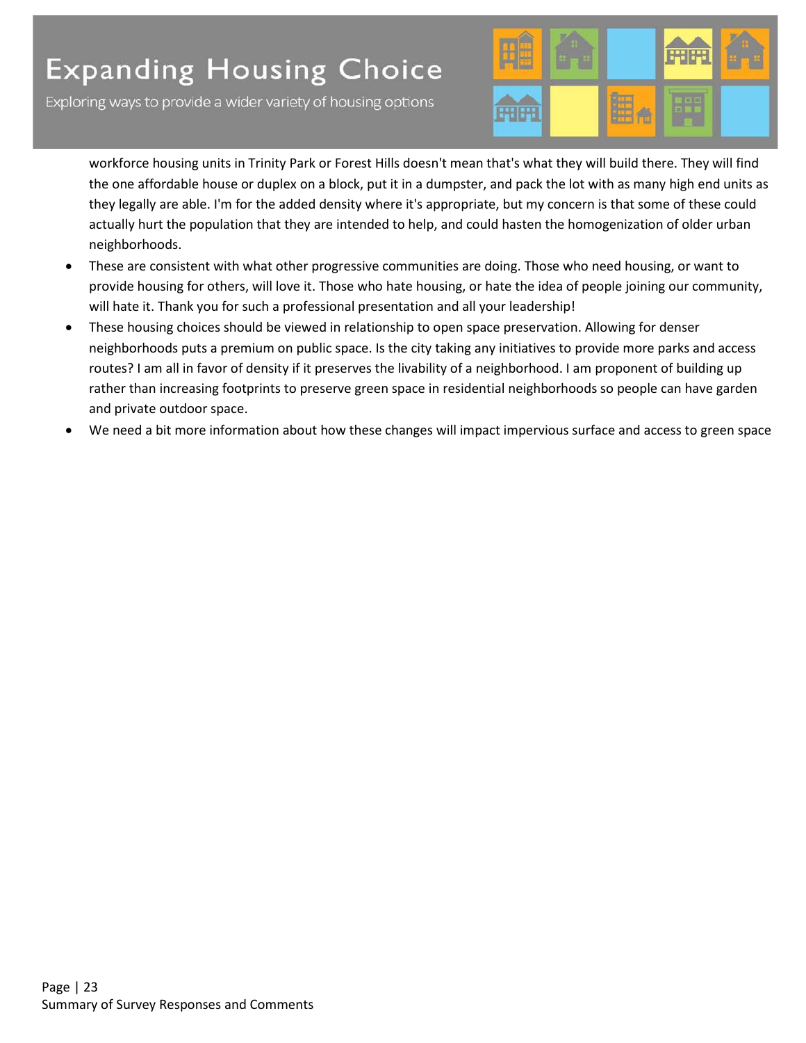workforce housing units in Trinity Park or Forest Hills doesn't mean that's what they will build there. They will find the one affordable house or duplex on a block, put it in a dumpster, and pack the lot with as many high end units as they legally are able. I'm for the added density where it's appropriate, but my concern is that some of these could actually hurt the population that they are intended to help, and could hasten the homogenization of older urban neighborhoods.

- These are consistent with what other progressive communities are doing. Those who need housing, or want to provide housing for others, will love it. Those who hate housing, or hate the idea of people joining our community, will hate it. Thank you for such a professional presentation and all your leadership!
- These housing choices should be viewed in relationship to open space preservation. Allowing for denser neighborhoods puts a premium on public space. Is the city taking any initiatives to provide more parks and access routes? I am all in favor of density if it preserves the livability of a neighborhood. I am proponent of building up rather than increasing footprints to preserve green space in residential neighborhoods so people can have garden and private outdoor space.
- We need a bit more information about how these changes will impact impervious surface and access to green space